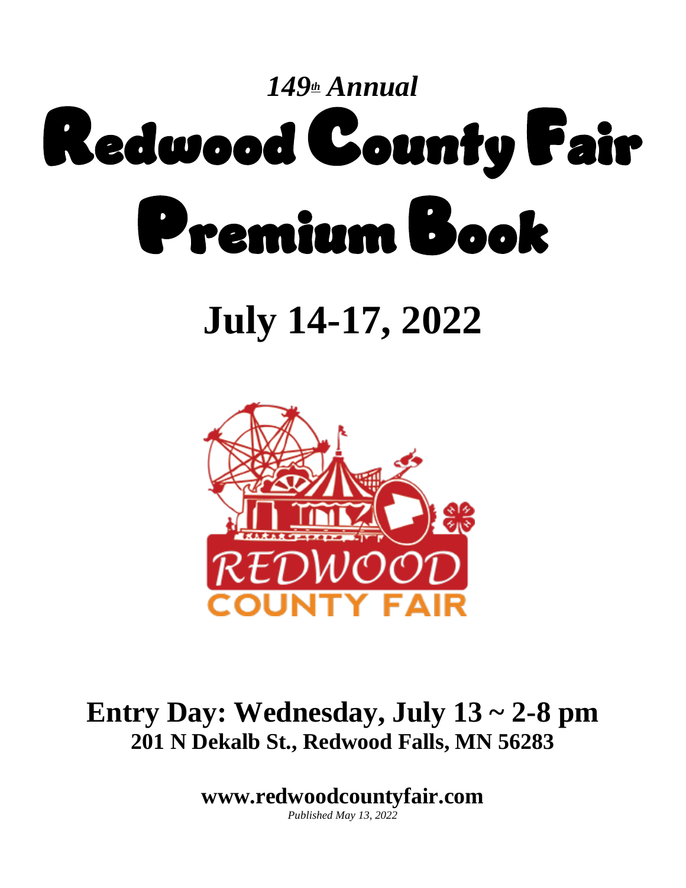*149th Annual*

# Redwood County Fair Premium Book

# July 14-17, 2022

## Entry Day: Wednesday, July 13 ~ 2-8 pm

**201 N Dekalb St., Redwood Falls, MN 56283**

**www.redwoodcountyfair.com**

*Published May 13, 2022*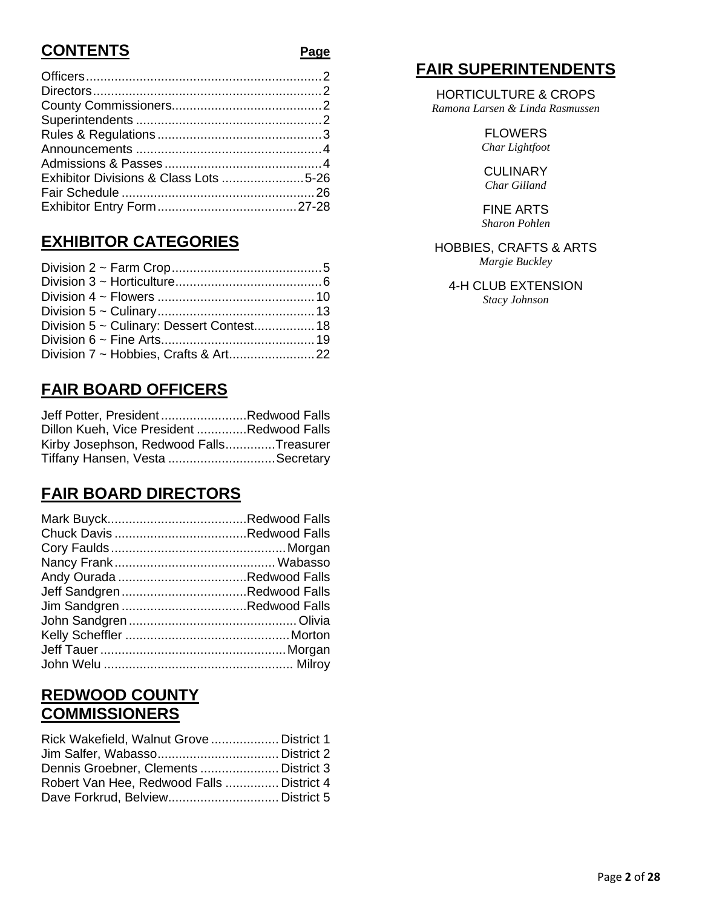## CONTENTS

| | Page |
|---|---|
| Officers | 2 |
| Directors | 2 |
| County Commissioners | 2 |
| Superintendents | 2 |
| Rules & Regulations | 3 |
| Announcements | 4 |
| Admissions & Passes | 4 |
| Exhibitor Divisions & Class Lots | 5-26 |
| Fair Schedule | 26 |
| Exhibitor Entry Form | 27-28 |

## EXHIBITOR CATEGORIES

| | |
|---|---|
| Division 2 ~ Farm Crop | 5 |
| Division 3 ~ Horticulture | 6 |
| Division 4 ~ Flowers | 10 |
| Division 5 ~ Culinary | 13 |
| Division 5 ~ Culinary: Dessert Contest | 18 |
| Division 6 ~ Fine Arts | 19 |
| Division 7 ~ Hobbies, Crafts & Art | 22 |

## FAIR BOARD OFFICERS

| | |
|---|---|
| Jeff Potter, President | Redwood Falls |
| Dillon Kueh, Vice President | Redwood Falls |
| Kirby Josephson, Redwood Falls | Treasurer |
| Tiffany Hansen, Vesta | Secretary |

## FAIR BOARD DIRECTORS

| | |
|---|---|
| Mark Buyck | Redwood Falls |
| Chuck Davis | Redwood Falls |
| Cory Faulds | Morgan |
| Nancy Frank | Wabasso |
| Andy Ourada | Redwood Falls |
| Jeff Sandgren | Redwood Falls |
| Jim Sandgren | Redwood Falls |
| John Sandgren | Olivia |
| Kelly Scheffler | Morton |
| Jeff Tauer | Morgan |
| John Welu | Milroy |

## REDWOOD COUNTY COMMISSIONERS

| | |
|---|---|
| Rick Wakefield, Walnut Grove | District 1 |
| Jim Salfer, Wabasso | District 2 |
| Dennis Groebner, Clements | District 3 |
| Robert Van Hee, Redwood Falls | District 4 |
| Dave Forkrud, Belview | District 5 |

## FAIR SUPERINTENDENTS

HORTICULTURE & CROPS
*Ramona Larsen & Linda Rasmussen*

FLOWERS
*Char Lightfoot*

CULINARY
*Char Gilland*

FINE ARTS
*Sharon Pohlen*

HOBBIES, CRAFTS & ARTS
*Margie Buckley*

4-H CLUB EXTENSION
*Stacy Johnson*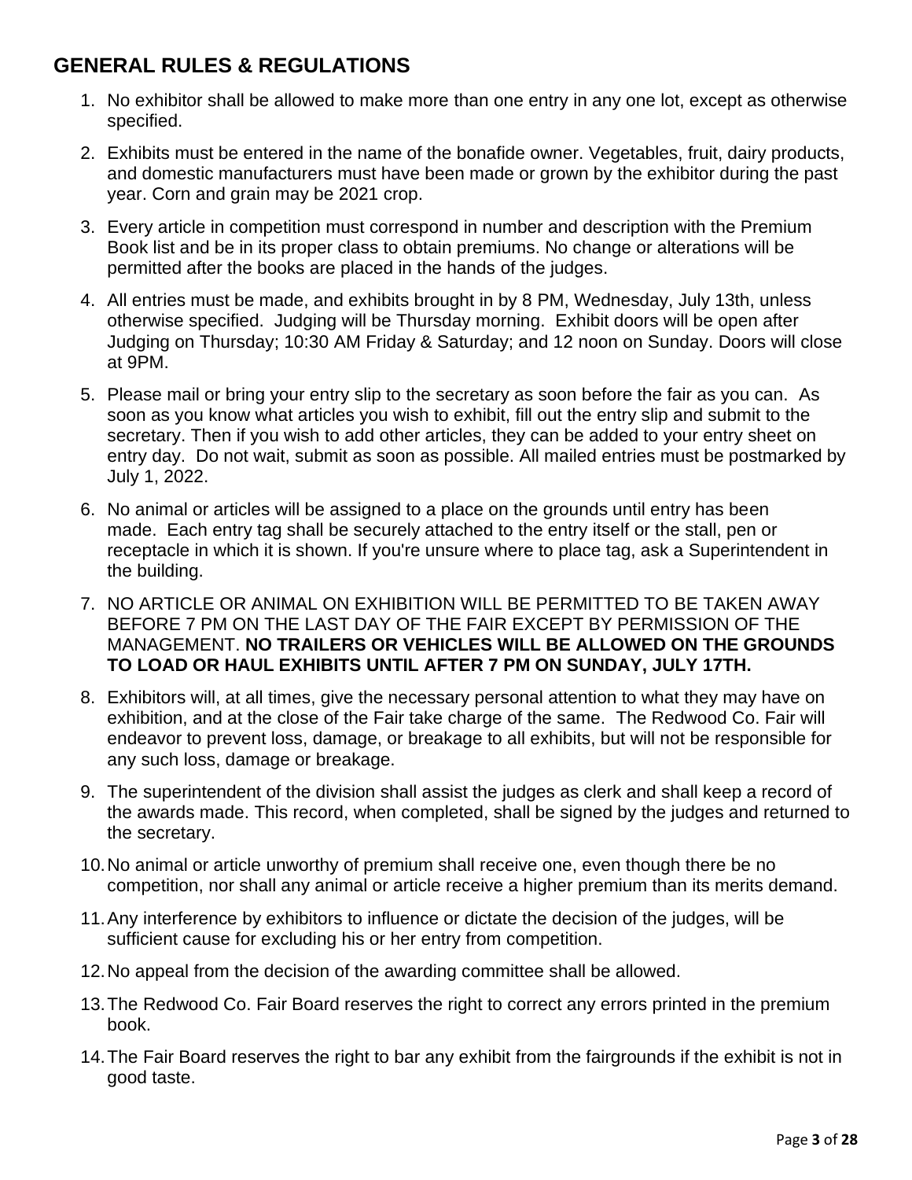## GENERAL RULES & REGULATIONS

1. No exhibitor shall be allowed to make more than one entry in any one lot, except as otherwise specified.
2. Exhibits must be entered in the name of the bonafide owner. Vegetables, fruit, dairy products, and domestic manufacturers must have been made or grown by the exhibitor during the past year. Corn and grain may be 2021 crop.
3. Every article in competition must correspond in number and description with the Premium Book list and be in its proper class to obtain premiums. No change or alterations will be permitted after the books are placed in the hands of the judges.
4. All entries must be made, and exhibits brought in by 8 PM, Wednesday, July 13th, unless otherwise specified. Judging will be Thursday morning. Exhibit doors will be open after Judging on Thursday; 10:30 AM Friday & Saturday; and 12 noon on Sunday. Doors will close at 9PM.
5. Please mail or bring your entry slip to the secretary as soon before the fair as you can. As soon as you know what articles you wish to exhibit, fill out the entry slip and submit to the secretary. Then if you wish to add other articles, they can be added to your entry sheet on entry day. Do not wait, submit as soon as possible. All mailed entries must be postmarked by July 1, 2022.
6. No animal or articles will be assigned to a place on the grounds until entry has been made. Each entry tag shall be securely attached to the entry itself or the stall, pen or receptacle in which it is shown. If you're unsure where to place tag, ask a Superintendent in the building.
7. NO ARTICLE OR ANIMAL ON EXHIBITION WILL BE PERMITTED TO BE TAKEN AWAY BEFORE 7 PM ON THE LAST DAY OF THE FAIR EXCEPT BY PERMISSION OF THE MANAGEMENT. **NO TRAILERS OR VEHICLES WILL BE ALLOWED ON THE GROUNDS TO LOAD OR HAUL EXHIBITS UNTIL AFTER 7 PM ON SUNDAY, JULY 17TH.**
8. Exhibitors will, at all times, give the necessary personal attention to what they may have on exhibition, and at the close of the Fair take charge of the same. The Redwood Co. Fair will endeavor to prevent loss, damage, or breakage to all exhibits, but will not be responsible for any such loss, damage or breakage.
9. The superintendent of the division shall assist the judges as clerk and shall keep a record of the awards made. This record, when completed, shall be signed by the judges and returned to the secretary.
10. No animal or article unworthy of premium shall receive one, even though there be no competition, nor shall any animal or article receive a higher premium than its merits demand.
11. Any interference by exhibitors to influence or dictate the decision of the judges, will be sufficient cause for excluding his or her entry from competition.
12. No appeal from the decision of the awarding committee shall be allowed.
13. The Redwood Co. Fair Board reserves the right to correct any errors printed in the premium book.
14. The Fair Board reserves the right to bar any exhibit from the fairgrounds if the exhibit is not in good taste.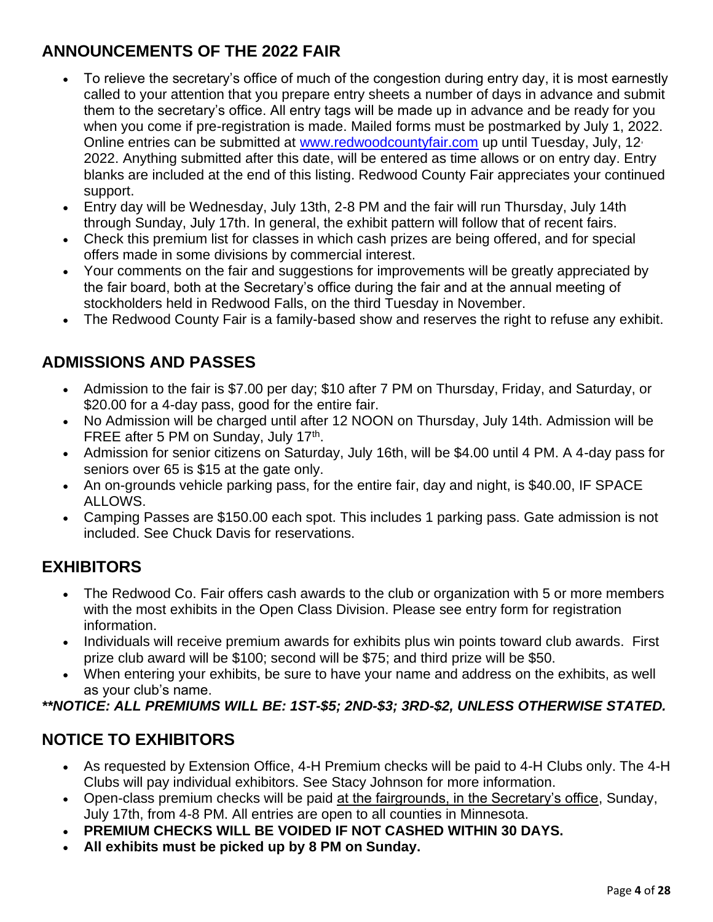## ANNOUNCEMENTS OF THE 2022 FAIR

- To relieve the secretary's office of much of the congestion during entry day, it is most earnestly called to your attention that you prepare entry sheets a number of days in advance and submit them to the secretary's office. All entry tags will be made up in advance and be ready for you when you come if pre-registration is made. Mailed forms must be postmarked by July 1, 2022. Online entries can be submitted at www.redwoodcountyfair.com up until Tuesday, July, 12, 2022. Anything submitted after this date, will be entered as time allows or on entry day. Entry blanks are included at the end of this listing. Redwood County Fair appreciates your continued support.
- Entry day will be Wednesday, July 13th, 2-8 PM and the fair will run Thursday, July 14th through Sunday, July 17th. In general, the exhibit pattern will follow that of recent fairs.
- Check this premium list for classes in which cash prizes are being offered, and for special offers made in some divisions by commercial interest.
- Your comments on the fair and suggestions for improvements will be greatly appreciated by the fair board, both at the Secretary's office during the fair and at the annual meeting of stockholders held in Redwood Falls, on the third Tuesday in November.
- The Redwood County Fair is a family-based show and reserves the right to refuse any exhibit.

## ADMISSIONS AND PASSES

- Admission to the fair is $7.00 per day; $10 after 7 PM on Thursday, Friday, and Saturday, or $20.00 for a 4-day pass, good for the entire fair.
- No Admission will be charged until after 12 NOON on Thursday, July 14th. Admission will be FREE after 5 PM on Sunday, July 17th.
- Admission for senior citizens on Saturday, July 16th, will be $4.00 until 4 PM. A 4-day pass for seniors over 65 is $15 at the gate only.
- An on-grounds vehicle parking pass, for the entire fair, day and night, is $40.00, IF SPACE ALLOWS.
- Camping Passes are $150.00 each spot. This includes 1 parking pass. Gate admission is not included. See Chuck Davis for reservations.

## EXHIBITORS

- The Redwood Co. Fair offers cash awards to the club or organization with 5 or more members with the most exhibits in the Open Class Division. Please see entry form for registration information.
- Individuals will receive premium awards for exhibits plus win points toward club awards. First prize club award will be $100; second will be $75; and third prize will be $50.
- When entering your exhibits, be sure to have your name and address on the exhibits, as well as your club's name.

***\*\*NOTICE: ALL PREMIUMS WILL BE: 1ST-$5; 2ND-$3; 3RD-$2, UNLESS OTHERWISE STATED.***

## NOTICE TO EXHIBITORS

- As requested by Extension Office, 4-H Premium checks will be paid to 4-H Clubs only. The 4-H Clubs will pay individual exhibitors. See Stacy Johnson for more information.
- Open-class premium checks will be paid at the fairgrounds, in the Secretary's office, Sunday, July 17th, from 4-8 PM. All entries are open to all counties in Minnesota.
- **PREMIUM CHECKS WILL BE VOIDED IF NOT CASHED WITHIN 30 DAYS.**
- **All exhibits must be picked up by 8 PM on Sunday.**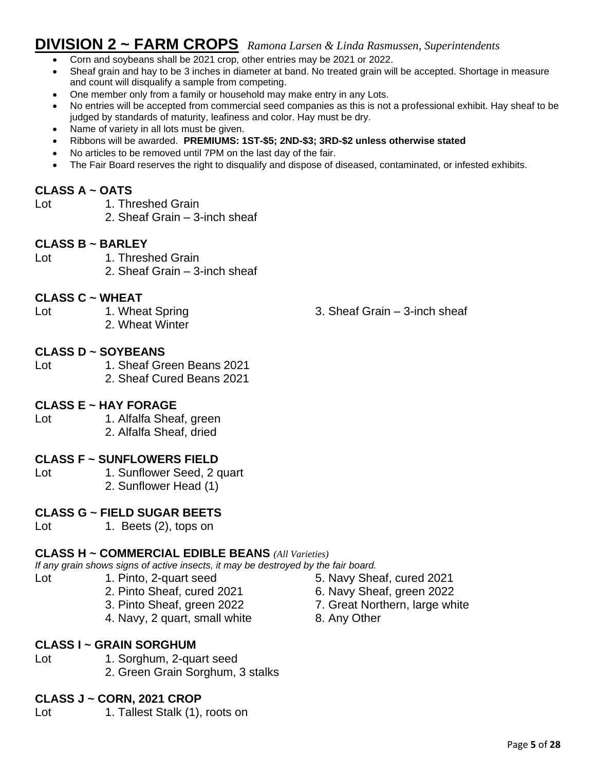# DIVISION 2 ~ FARM CROPS *Ramona Larsen & Linda Rasmussen, Superintendents*

- Corn and soybeans shall be 2021 crop, other entries may be 2021 or 2022.
- Sheaf grain and hay to be 3 inches in diameter at band. No treated grain will be accepted. Shortage in measure and count will disqualify a sample from competing.
- One member only from a family or household may make entry in any Lots.
- No entries will be accepted from commercial seed companies as this is not a professional exhibit. Hay sheaf to be judged by standards of maturity, leafiness and color. Hay must be dry.
- Name of variety in all lots must be given.
- Ribbons will be awarded. **PREMIUMS: 1ST-$5; 2ND-$3; 3RD-$2 unless otherwise stated**
- No articles to be removed until 7PM on the last day of the fair.
- The Fair Board reserves the right to disqualify and dispose of diseased, contaminated, or infested exhibits.

### CLASS A ~ OATS

Lot
1. Threshed Grain
2. Sheaf Grain – 3-inch sheaf

### CLASS B ~ BARLEY

Lot
1. Threshed Grain
2. Sheaf Grain – 3-inch sheaf

### CLASS C ~ WHEAT

Lot
1. Wheat Spring
2. Wheat Winter
3. Sheaf Grain – 3-inch sheaf

### CLASS D ~ SOYBEANS

Lot
1. Sheaf Green Beans 2021
2. Sheaf Cured Beans 2021

### CLASS E ~ HAY FORAGE

Lot
1. Alfalfa Sheaf, green
2. Alfalfa Sheaf, dried

### CLASS F ~ SUNFLOWERS FIELD

Lot
1. Sunflower Seed, 2 quart
2. Sunflower Head (1)

### CLASS G ~ FIELD SUGAR BEETS

Lot
1. Beets (2), tops on

### CLASS H ~ COMMERCIAL EDIBLE BEANS *(All Varieties)*

*If any grain shows signs of active insects, it may be destroyed by the fair board.*

Lot
1. Pinto, 2-quart seed
2. Pinto Sheaf, cured 2021
3. Pinto Sheaf, green 2022
4. Navy, 2 quart, small white
5. Navy Sheaf, cured 2021
6. Navy Sheaf, green 2022
7. Great Northern, large white
8. Any Other

### CLASS I ~ GRAIN SORGHUM

Lot
1. Sorghum, 2-quart seed
2. Green Grain Sorghum, 3 stalks

### CLASS J ~ CORN, 2021 CROP

Lot
1. Tallest Stalk (1), roots on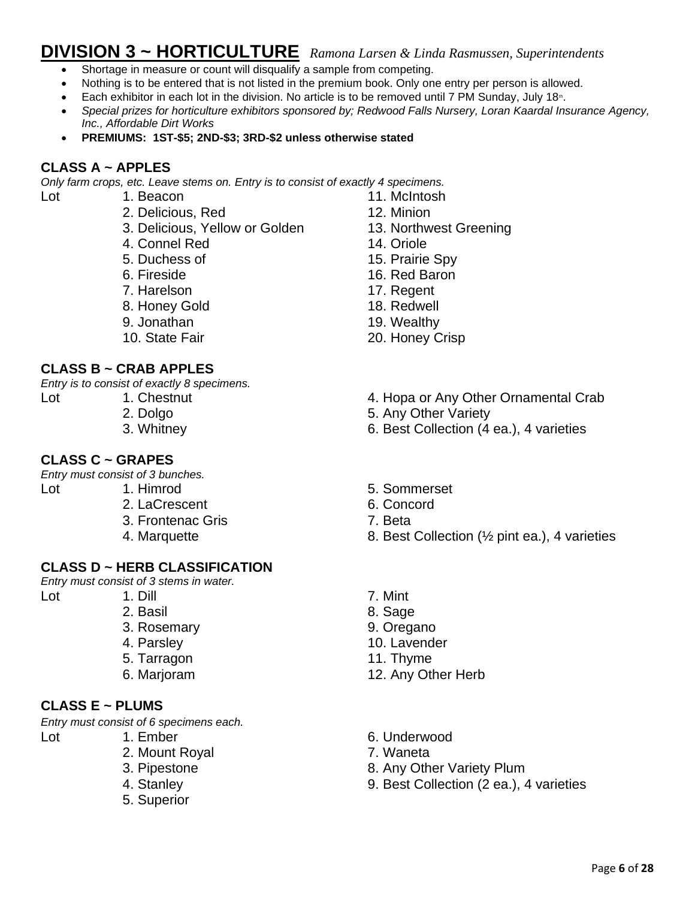# DIVISION 3 ~ HORTICULTURE *Ramona Larsen & Linda Rasmussen, Superintendents*

- Shortage in measure or count will disqualify a sample from competing.
- Nothing is to be entered that is not listed in the premium book. Only one entry per person is allowed.
- Each exhibitor in each lot in the division. No article is to be removed until 7 PM Sunday, July 18th.
- *Special prizes for horticulture exhibitors sponsored by; Redwood Falls Nursery, Loran Kaardal Insurance Agency, Inc., Affordable Dirt Works*
- **PREMIUMS: 1ST-$5; 2ND-$3; 3RD-$2 unless otherwise stated**

## CLASS A ~ APPLES

*Only farm crops, etc. Leave stems on. Entry is to consist of exactly 4 specimens.*

Lot
1. Beacon
2. Delicious, Red
3. Delicious, Yellow or Golden
4. Connel Red
5. Duchess of
6. Fireside
7. Harelson
8. Honey Gold
9. Jonathan
10. State Fair
11. McIntosh
12. Minion
13. Northwest Greening
14. Oriole
15. Prairie Spy
16. Red Baron
17. Regent
18. Redwell
19. Wealthy
20. Honey Crisp

## CLASS B ~ CRAB APPLES

*Entry is to consist of exactly 8 specimens.*

Lot
1. Chestnut
2. Dolgo
3. Whitney
4. Hopa or Any Other Ornamental Crab
5. Any Other Variety
6. Best Collection (4 ea.), 4 varieties

## CLASS C ~ GRAPES

*Entry must consist of 3 bunches.*

Lot
1. Himrod
2. LaCrescent
3. Frontenac Gris
4. Marquette
5. Sommerset
6. Concord
7. Beta
8. Best Collection (½ pint ea.), 4 varieties

## CLASS D ~ HERB CLASSIFICATION

*Entry must consist of 3 stems in water.*

Lot
1. Dill
2. Basil
3. Rosemary
4. Parsley
5. Tarragon
6. Marjoram
7. Mint
8. Sage
9. Oregano
10. Lavender
11. Thyme
12. Any Other Herb

## CLASS E ~ PLUMS

*Entry must consist of 6 specimens each.*

Lot
1. Ember
2. Mount Royal
3. Pipestone
4. Stanley
5. Superior
6. Underwood
7. Waneta
8. Any Other Variety Plum
9. Best Collection (2 ea.), 4 varieties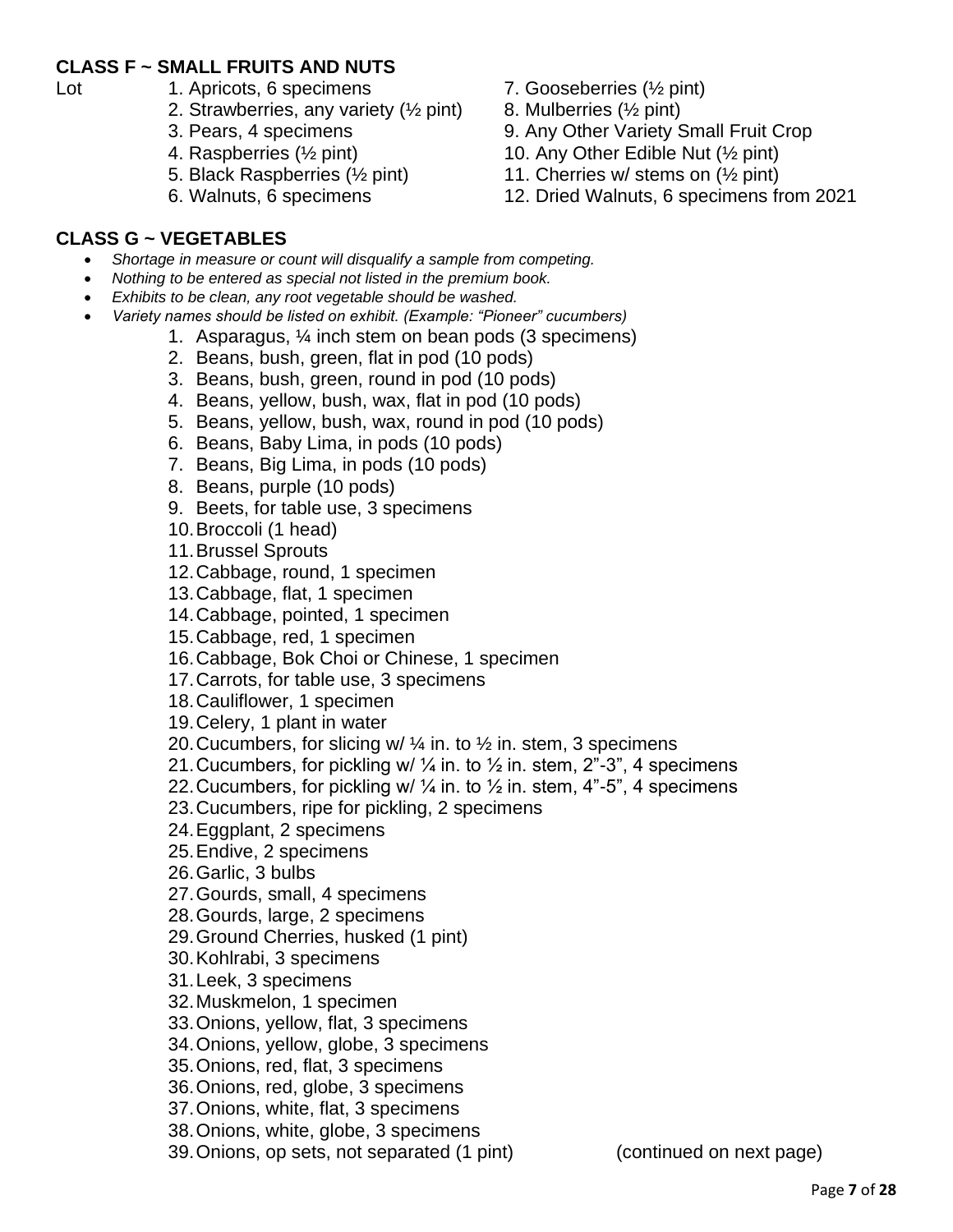**CLASS F ~ SMALL FRUITS AND NUTS**

Lot

1. Apricots, 6 specimens
2. Strawberries, any variety (½ pint)
3. Pears, 4 specimens
4. Raspberries (½ pint)
5. Black Raspberries (½ pint)
6. Walnuts, 6 specimens
7. Gooseberries (½ pint)
8. Mulberries (½ pint)
9. Any Other Variety Small Fruit Crop
10. Any Other Edible Nut (½ pint)
11. Cherries w/ stems on (½ pint)
12. Dried Walnuts, 6 specimens from 2021

**CLASS G ~ VEGETABLES**

- *Shortage in measure or count will disqualify a sample from competing.*
- *Nothing to be entered as special not listed in the premium book.*
- *Exhibits to be clean, any root vegetable should be washed.*
- *Variety names should be listed on exhibit. (Example: "Pioneer" cucumbers)*

1. Asparagus, ¼ inch stem on bean pods (3 specimens)
2. Beans, bush, green, flat in pod (10 pods)
3. Beans, bush, green, round in pod (10 pods)
4. Beans, yellow, bush, wax, flat in pod (10 pods)
5. Beans, yellow, bush, wax, round in pod (10 pods)
6. Beans, Baby Lima, in pods (10 pods)
7. Beans, Big Lima, in pods (10 pods)
8. Beans, purple (10 pods)
9. Beets, for table use, 3 specimens
10. Broccoli (1 head)
11. Brussel Sprouts
12. Cabbage, round, 1 specimen
13. Cabbage, flat, 1 specimen
14. Cabbage, pointed, 1 specimen
15. Cabbage, red, 1 specimen
16. Cabbage, Bok Choi or Chinese, 1 specimen
17. Carrots, for table use, 3 specimens
18. Cauliflower, 1 specimen
19. Celery, 1 plant in water
20. Cucumbers, for slicing w/ ¼ in. to ½ in. stem, 3 specimens
21. Cucumbers, for pickling w/ ¼ in. to ½ in. stem, 2"-3", 4 specimens
22. Cucumbers, for pickling w/ ¼ in. to ½ in. stem, 4"-5", 4 specimens
23. Cucumbers, ripe for pickling, 2 specimens
24. Eggplant, 2 specimens
25. Endive, 2 specimens
26. Garlic, 3 bulbs
27. Gourds, small, 4 specimens
28. Gourds, large, 2 specimens
29. Ground Cherries, husked (1 pint)
30. Kohlrabi, 3 specimens
31. Leek, 3 specimens
32. Muskmelon, 1 specimen
33. Onions, yellow, flat, 3 specimens
34. Onions, yellow, globe, 3 specimens
35. Onions, red, flat, 3 specimens
36. Onions, red, globe, 3 specimens
37. Onions, white, flat, 3 specimens
38. Onions, white, globe, 3 specimens
39. Onions, op sets, not separated (1 pint)

(continued on next page)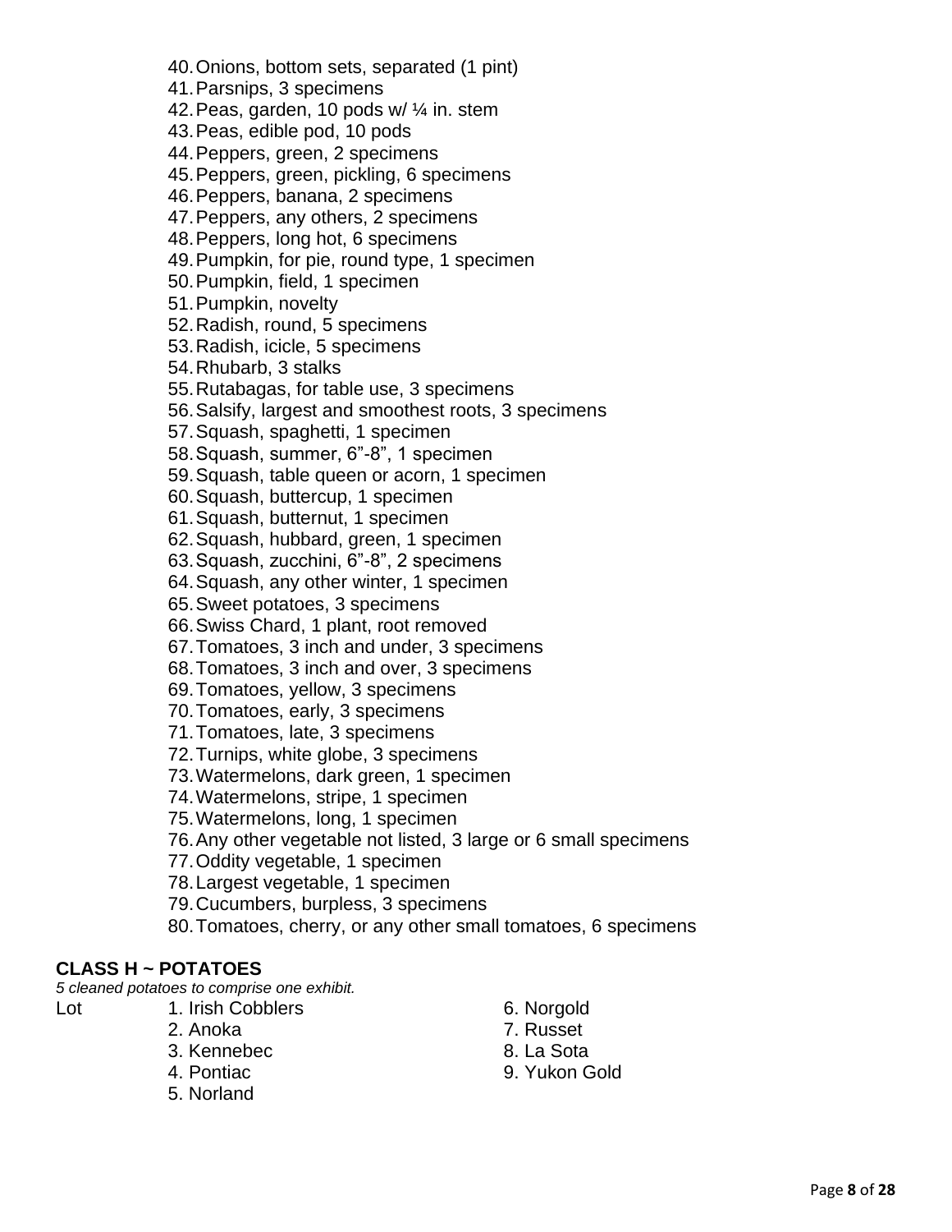40. Onions, bottom sets, separated (1 pint)
41. Parsnips, 3 specimens
42. Peas, garden, 10 pods w/ ¼ in. stem
43. Peas, edible pod, 10 pods
44. Peppers, green, 2 specimens
45. Peppers, green, pickling, 6 specimens
46. Peppers, banana, 2 specimens
47. Peppers, any others, 2 specimens
48. Peppers, long hot, 6 specimens
49. Pumpkin, for pie, round type, 1 specimen
50. Pumpkin, field, 1 specimen
51. Pumpkin, novelty
52. Radish, round, 5 specimens
53. Radish, icicle, 5 specimens
54. Rhubarb, 3 stalks
55. Rutabagas, for table use, 3 specimens
56. Salsify, largest and smoothest roots, 3 specimens
57. Squash, spaghetti, 1 specimen
58. Squash, summer, 6”-8”, 1 specimen
59. Squash, table queen or acorn, 1 specimen
60. Squash, buttercup, 1 specimen
61. Squash, butternut, 1 specimen
62. Squash, hubbard, green, 1 specimen
63. Squash, zucchini, 6”-8”, 2 specimens
64. Squash, any other winter, 1 specimen
65. Sweet potatoes, 3 specimens
66. Swiss Chard, 1 plant, root removed
67. Tomatoes, 3 inch and under, 3 specimens
68. Tomatoes, 3 inch and over, 3 specimens
69. Tomatoes, yellow, 3 specimens
70. Tomatoes, early, 3 specimens
71. Tomatoes, late, 3 specimens
72. Turnips, white globe, 3 specimens
73. Watermelons, dark green, 1 specimen
74. Watermelons, stripe, 1 specimen
75. Watermelons, long, 1 specimen
76. Any other vegetable not listed, 3 large or 6 small specimens
77. Oddity vegetable, 1 specimen
78. Largest vegetable, 1 specimen
79. Cucumbers, burpless, 3 specimens
80. Tomatoes, cherry, or any other small tomatoes, 6 specimens

**CLASS H ~ POTATOES**

*5 cleaned potatoes to comprise one exhibit.*

Lot

1. Irish Cobblers
2. Anoka
3. Kennebec
4. Pontiac
5. Norland
6. Norgold
7. Russet
8. La Sota
9. Yukon Gold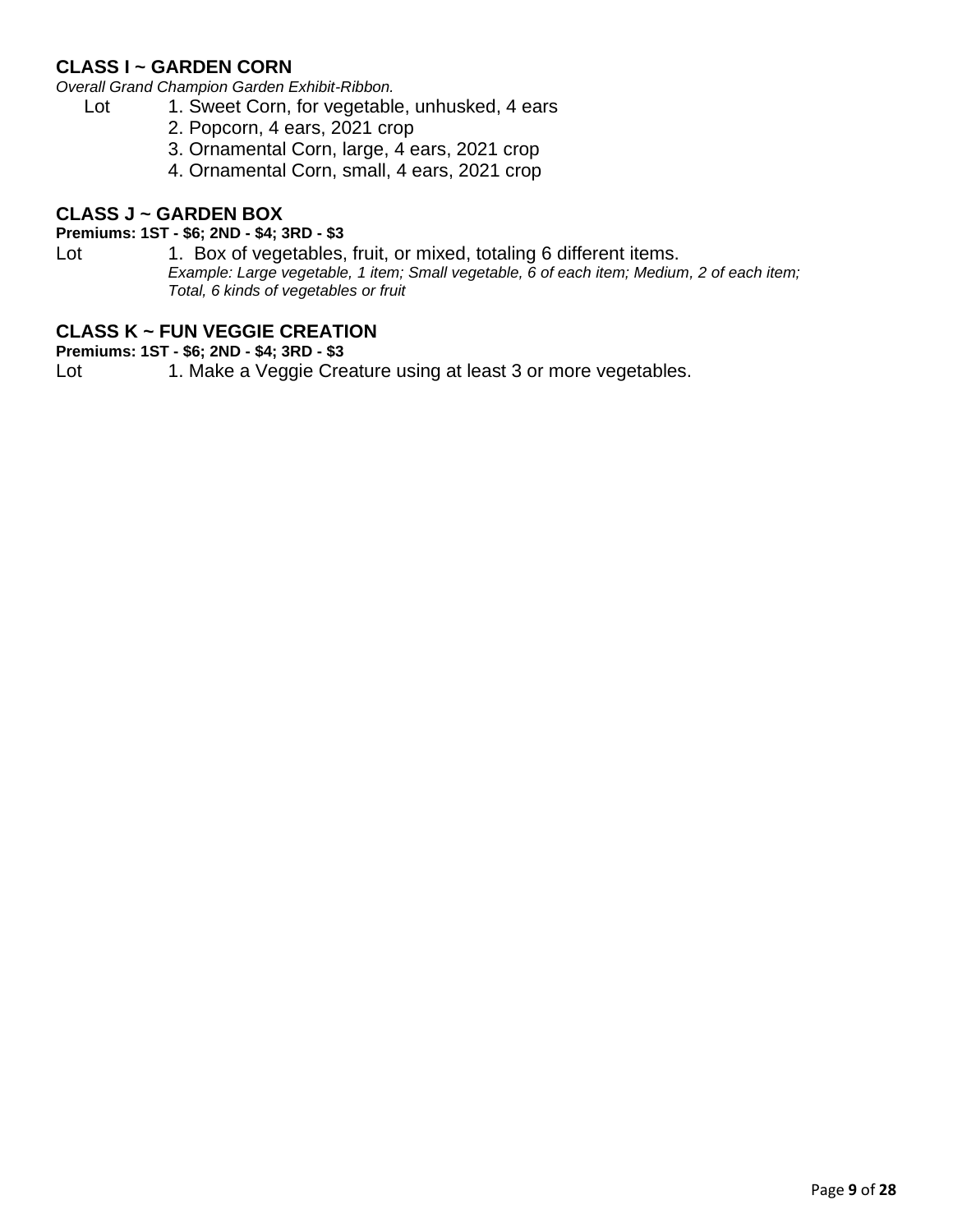## CLASS I ~ GARDEN CORN

*Overall Grand Champion Garden Exhibit-Ribbon.*

Lot 1. Sweet Corn, for vegetable, unhusked, 4 ears

2. Popcorn, 4 ears, 2021 crop

3. Ornamental Corn, large, 4 ears, 2021 crop

4. Ornamental Corn, small, 4 ears, 2021 crop

## CLASS J ~ GARDEN BOX

**Premiums: 1ST - $6; 2ND - $4; 3RD - $3**

Lot 1. Box of vegetables, fruit, or mixed, totaling 6 different items.

*Example: Large vegetable, 1 item; Small vegetable, 6 of each item; Medium, 2 of each item; Total, 6 kinds of vegetables or fruit*

## CLASS K ~ FUN VEGGIE CREATION

**Premiums: 1ST - $6; 2ND - $4; 3RD - $3**

Lot 1. Make a Veggie Creature using at least 3 or more vegetables.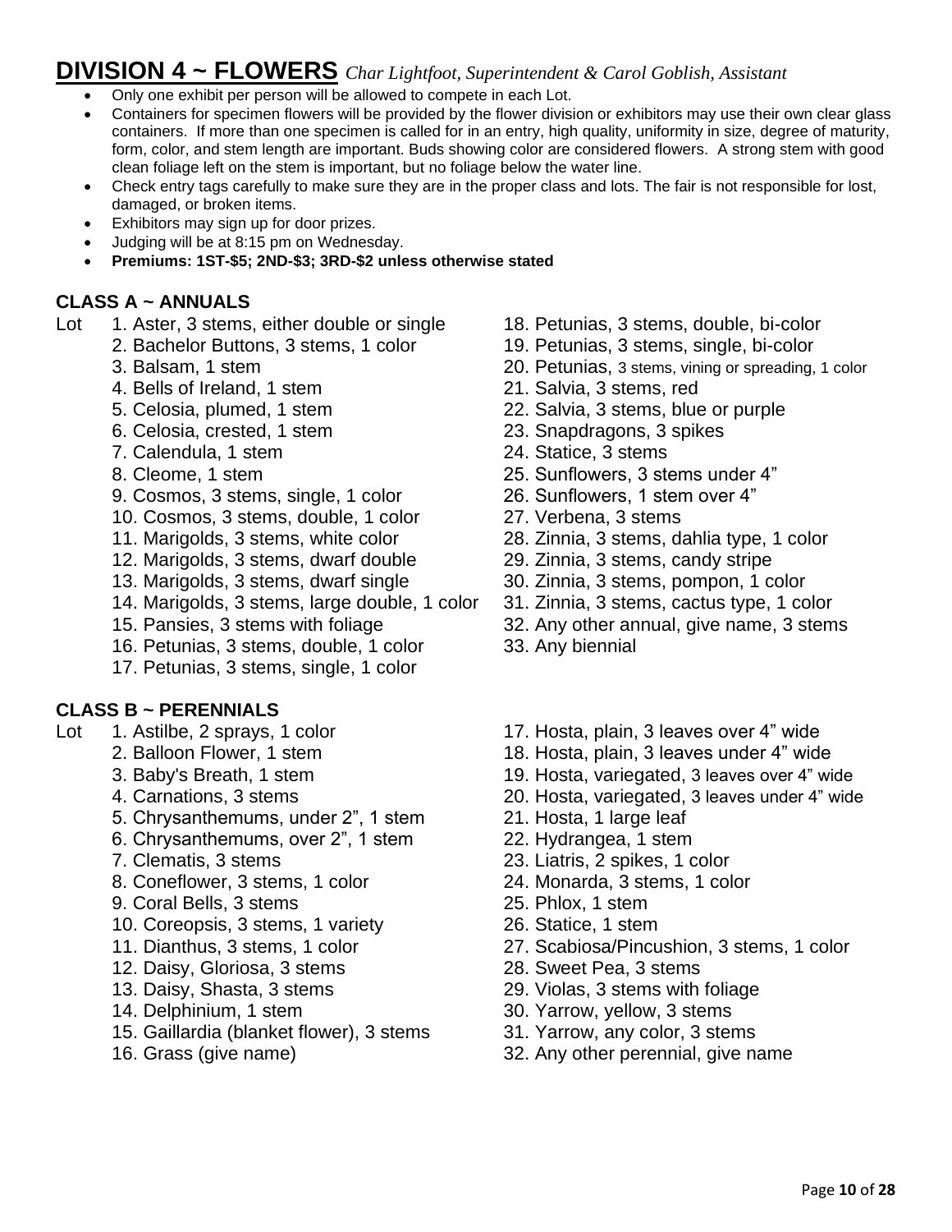# DIVISION 4 ~ FLOWERS *Char Lightfoot, Superintendent & Carol Goblish, Assistant*

- Only one exhibit per person will be allowed to compete in each Lot.
- Containers for specimen flowers will be provided by the flower division or exhibitors may use their own clear glass containers. If more than one specimen is called for in an entry, high quality, uniformity in size, degree of maturity, form, color, and stem length are important. Buds showing color are considered flowers. A strong stem with good clean foliage left on the stem is important, but no foliage below the water line.
- Check entry tags carefully to make sure they are in the proper class and lots. The fair is not responsible for lost, damaged, or broken items.
- Exhibitors may sign up for door prizes.
- Judging will be at 8:15 pm on Wednesday.
- **Premiums: 1ST-$5; 2ND-$3; 3RD-$2 unless otherwise stated**

## CLASS A ~ ANNUALS

Lot
1. Aster, 3 stems, either double or single
2. Bachelor Buttons, 3 stems, 1 color
3. Balsam, 1 stem
4. Bells of Ireland, 1 stem
5. Celosia, plumed, 1 stem
6. Celosia, crested, 1 stem
7. Calendula, 1 stem
8. Cleome, 1 stem
9. Cosmos, 3 stems, single, 1 color
10. Cosmos, 3 stems, double, 1 color
11. Marigolds, 3 stems, white color
12. Marigolds, 3 stems, dwarf double
13. Marigolds, 3 stems, dwarf single
14. Marigolds, 3 stems, large double, 1 color
15. Pansies, 3 stems with foliage
16. Petunias, 3 stems, double, 1 color
17. Petunias, 3 stems, single, 1 color
18. Petunias, 3 stems, double, bi-color
19. Petunias, 3 stems, single, bi-color
20. Petunias, 3 stems, vining or spreading, 1 color
21. Salvia, 3 stems, red
22. Salvia, 3 stems, blue or purple
23. Snapdragons, 3 spikes
24. Statice, 3 stems
25. Sunflowers, 3 stems under 4”
26. Sunflowers, 1 stem over 4”
27. Verbena, 3 stems
28. Zinnia, 3 stems, dahlia type, 1 color
29. Zinnia, 3 stems, candy stripe
30. Zinnia, 3 stems, pompon, 1 color
31. Zinnia, 3 stems, cactus type, 1 color
32. Any other annual, give name, 3 stems
33. Any biennial

## CLASS B ~ PERENNIALS

Lot
1. Astilbe, 2 sprays, 1 color
2. Balloon Flower, 1 stem
3. Baby's Breath, 1 stem
4. Carnations, 3 stems
5. Chrysanthemums, under 2”, 1 stem
6. Chrysanthemums, over 2”, 1 stem
7. Clematis, 3 stems
8. Coneflower, 3 stems, 1 color
9. Coral Bells, 3 stems
10. Coreopsis, 3 stems, 1 variety
11. Dianthus, 3 stems, 1 color
12. Daisy, Gloriosa, 3 stems
13. Daisy, Shasta, 3 stems
14. Delphinium, 1 stem
15. Gaillardia (blanket flower), 3 stems
16. Grass (give name)
17. Hosta, plain, 3 leaves over 4” wide
18. Hosta, plain, 3 leaves under 4” wide
19. Hosta, variegated, 3 leaves over 4” wide
20. Hosta, variegated, 3 leaves under 4” wide
21. Hosta, 1 large leaf
22. Hydrangea, 1 stem
23. Liatris, 2 spikes, 1 color
24. Monarda, 3 stems, 1 color
25. Phlox, 1 stem
26. Statice, 1 stem
27. Scabiosa/Pincushion, 3 stems, 1 color
28. Sweet Pea, 3 stems
29. Violas, 3 stems with foliage
30. Yarrow, yellow, 3 stems
31. Yarrow, any color, 3 stems
32. Any other perennial, give name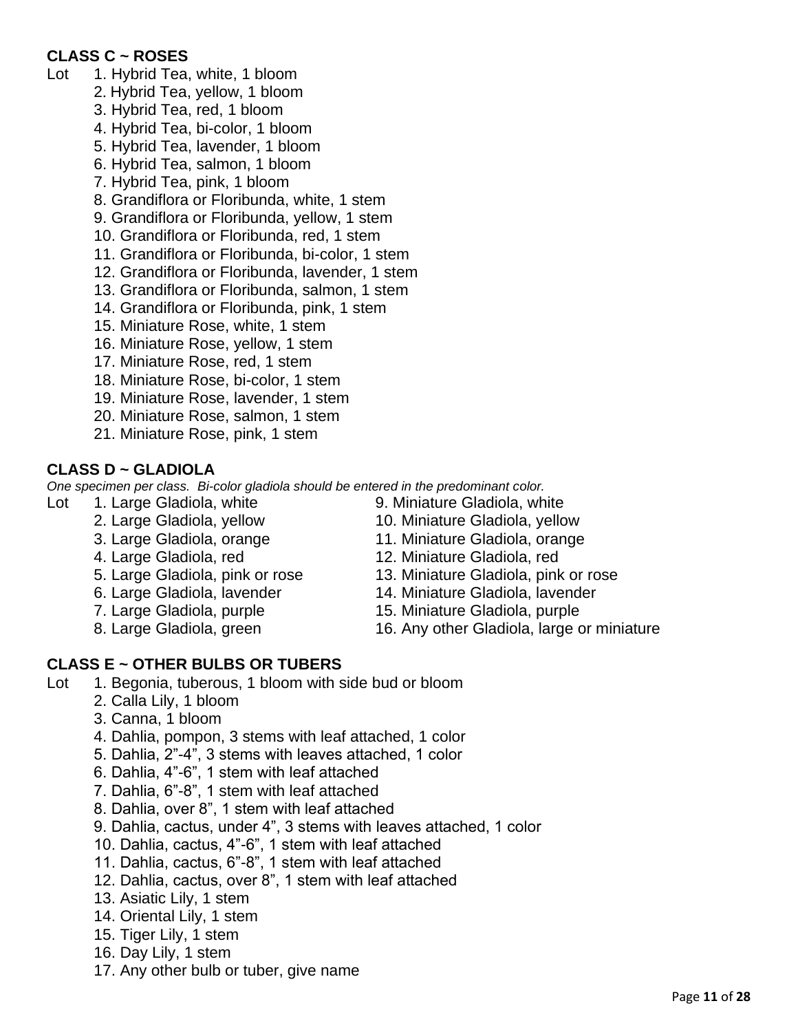**CLASS C ~ ROSES**

Lot
1. Hybrid Tea, white, 1 bloom
2. Hybrid Tea, yellow, 1 bloom
3. Hybrid Tea, red, 1 bloom
4. Hybrid Tea, bi-color, 1 bloom
5. Hybrid Tea, lavender, 1 bloom
6. Hybrid Tea, salmon, 1 bloom
7. Hybrid Tea, pink, 1 bloom
8. Grandiflora or Floribunda, white, 1 stem
9. Grandiflora or Floribunda, yellow, 1 stem
10. Grandiflora or Floribunda, red, 1 stem
11. Grandiflora or Floribunda, bi-color, 1 stem
12. Grandiflora or Floribunda, lavender, 1 stem
13. Grandiflora or Floribunda, salmon, 1 stem
14. Grandiflora or Floribunda, pink, 1 stem
15. Miniature Rose, white, 1 stem
16. Miniature Rose, yellow, 1 stem
17. Miniature Rose, red, 1 stem
18. Miniature Rose, bi-color, 1 stem
19. Miniature Rose, lavender, 1 stem
20. Miniature Rose, salmon, 1 stem
21. Miniature Rose, pink, 1 stem

**CLASS D ~ GLADIOLA**

*One specimen per class. Bi-color gladiola should be entered in the predominant color.*

Lot
1. Large Gladiola, white
2. Large Gladiola, yellow
3. Large Gladiola, orange
4. Large Gladiola, red
5. Large Gladiola, pink or rose
6. Large Gladiola, lavender
7. Large Gladiola, purple
8. Large Gladiola, green
9. Miniature Gladiola, white
10. Miniature Gladiola, yellow
11. Miniature Gladiola, orange
12. Miniature Gladiola, red
13. Miniature Gladiola, pink or rose
14. Miniature Gladiola, lavender
15. Miniature Gladiola, purple
16. Any other Gladiola, large or miniature

**CLASS E ~ OTHER BULBS OR TUBERS**

Lot
1. Begonia, tuberous, 1 bloom with side bud or bloom
2. Calla Lily, 1 bloom
3. Canna, 1 bloom
4. Dahlia, pompon, 3 stems with leaf attached, 1 color
5. Dahlia, 2"-4", 3 stems with leaves attached, 1 color
6. Dahlia, 4"-6", 1 stem with leaf attached
7. Dahlia, 6"-8", 1 stem with leaf attached
8. Dahlia, over 8", 1 stem with leaf attached
9. Dahlia, cactus, under 4", 3 stems with leaves attached, 1 color
10. Dahlia, cactus, 4"-6", 1 stem with leaf attached
11. Dahlia, cactus, 6"-8", 1 stem with leaf attached
12. Dahlia, cactus, over 8", 1 stem with leaf attached
13. Asiatic Lily, 1 stem
14. Oriental Lily, 1 stem
15. Tiger Lily, 1 stem
16. Day Lily, 1 stem
17. Any other bulb or tuber, give name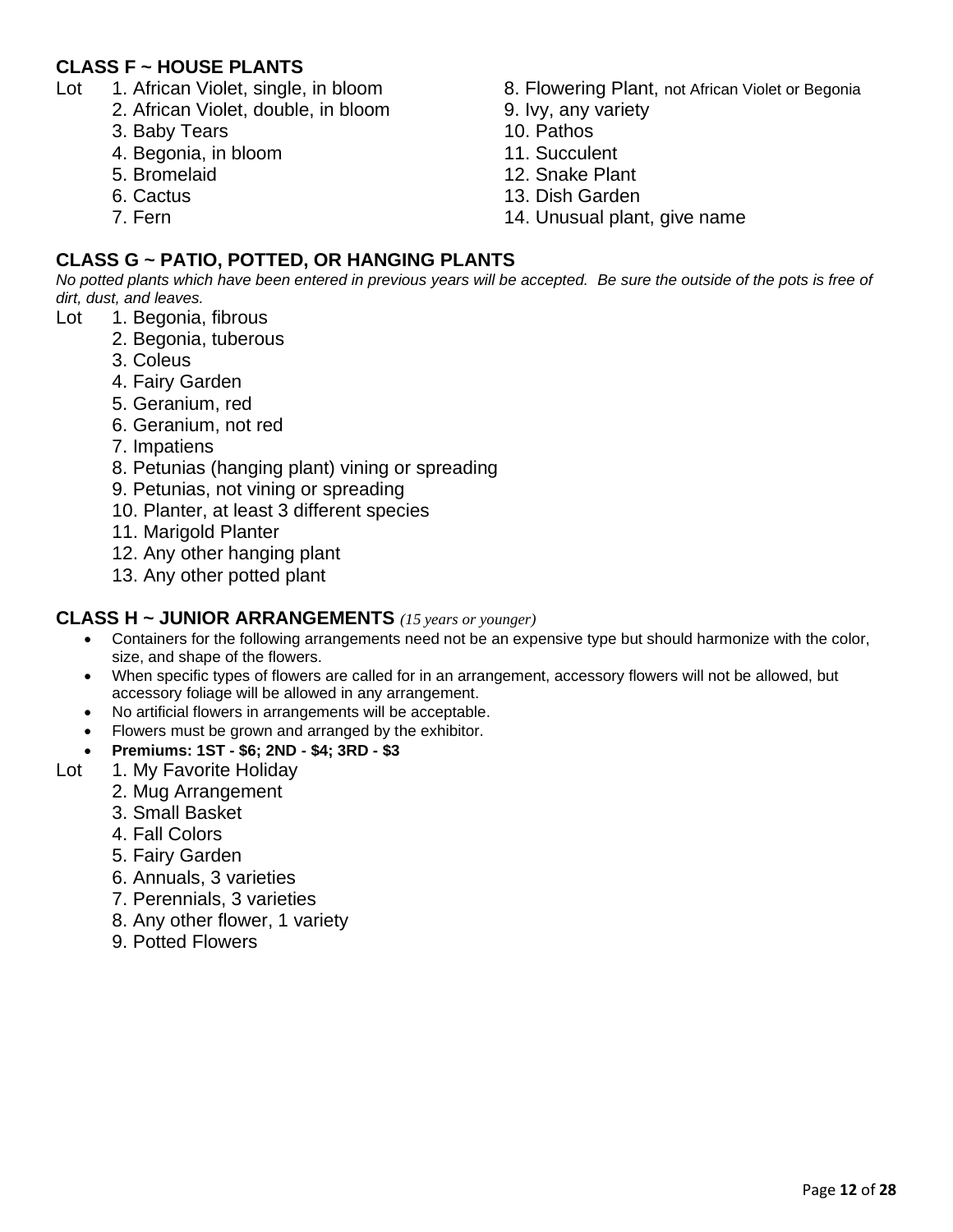## CLASS F ~ HOUSE PLANTS

Lot
1. African Violet, single, in bloom
2. African Violet, double, in bloom
3. Baby Tears
4. Begonia, in bloom
5. Bromelaid
6. Cactus
7. Fern
8. Flowering Plant, not African Violet or Begonia
9. Ivy, any variety
10. Pathos
11. Succulent
12. Snake Plant
13. Dish Garden
14. Unusual plant, give name

## CLASS G ~ PATIO, POTTED, OR HANGING PLANTS

*No potted plants which have been entered in previous years will be accepted. Be sure the outside of the pots is free of dirt, dust, and leaves.*

Lot
1. Begonia, fibrous
2. Begonia, tuberous
3. Coleus
4. Fairy Garden
5. Geranium, red
6. Geranium, not red
7. Impatiens
8. Petunias (hanging plant) vining or spreading
9. Petunias, not vining or spreading
10. Planter, at least 3 different species
11. Marigold Planter
12. Any other hanging plant
13. Any other potted plant

## CLASS H ~ JUNIOR ARRANGEMENTS *(15 years or younger)*

- Containers for the following arrangements need not be an expensive type but should harmonize with the color, size, and shape of the flowers.
- When specific types of flowers are called for in an arrangement, accessory flowers will not be allowed, but accessory foliage will be allowed in any arrangement.
- No artificial flowers in arrangements will be acceptable.
- Flowers must be grown and arranged by the exhibitor.
- **Premiums: 1ST - $6; 2ND - $4; 3RD - $3**

Lot
1. My Favorite Holiday
2. Mug Arrangement
3. Small Basket
4. Fall Colors
5. Fairy Garden
6. Annuals, 3 varieties
7. Perennials, 3 varieties
8. Any other flower, 1 variety
9. Potted Flowers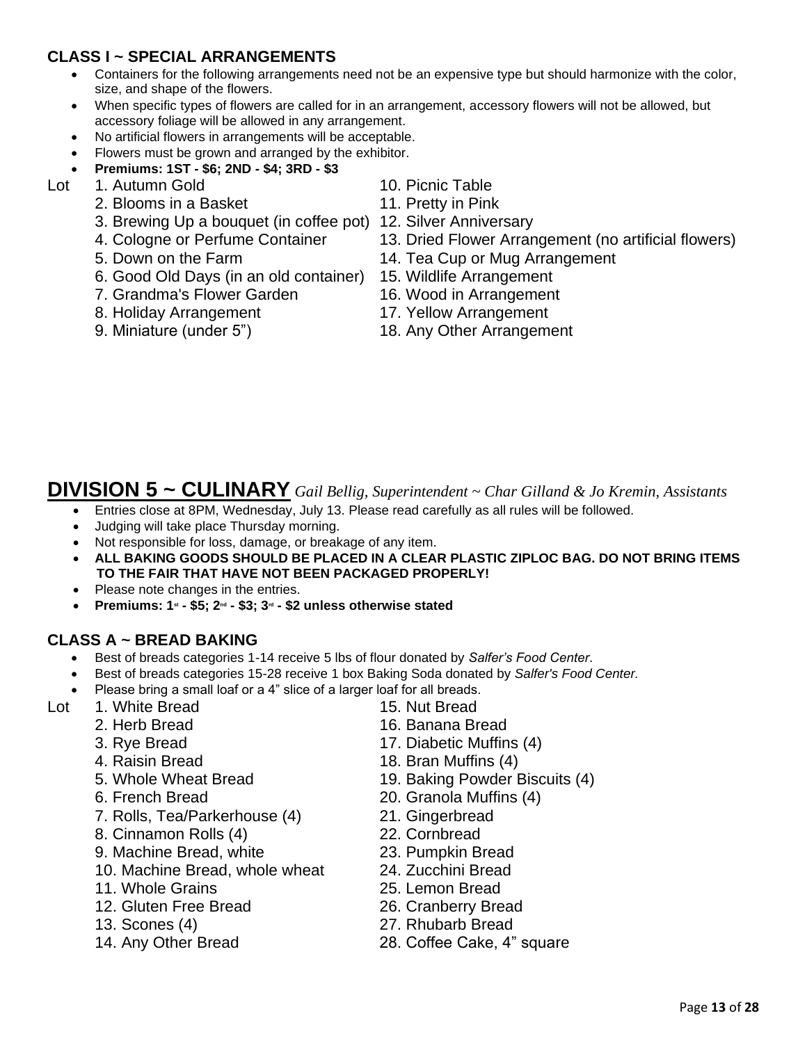### CLASS I ~ SPECIAL ARRANGEMENTS

- Containers for the following arrangements need not be an expensive type but should harmonize with the color, size, and shape of the flowers.
- When specific types of flowers are called for in an arrangement, accessory flowers will not be allowed, but accessory foliage will be allowed in any arrangement.
- No artificial flowers in arrangements will be acceptable.
- Flowers must be grown and arranged by the exhibitor.
- **Premiums: 1ST - $6; 2ND - $4; 3RD - $3**

Lot
1. Autumn Gold
2. Blooms in a Basket
3. Brewing Up a bouquet (in coffee pot)
4. Cologne or Perfume Container
5. Down on the Farm
6. Good Old Days (in an old container)
7. Grandma's Flower Garden
8. Holiday Arrangement
9. Miniature (under 5")
10. Picnic Table
11. Pretty in Pink
12. Silver Anniversary
13. Dried Flower Arrangement (no artificial flowers)
14. Tea Cup or Mug Arrangement
15. Wildlife Arrangement
16. Wood in Arrangement
17. Yellow Arrangement
18. Any Other Arrangement

## DIVISION 5 ~ CULINARY *Gail Bellig, Superintendent ~ Char Gilland & Jo Kremin, Assistants*

- Entries close at 8PM, Wednesday, July 13. Please read carefully as all rules will be followed.
- Judging will take place Thursday morning.
- Not responsible for loss, damage, or breakage of any item.
- **ALL BAKING GOODS SHOULD BE PLACED IN A CLEAR PLASTIC ZIPLOC BAG. DO NOT BRING ITEMS TO THE FAIR THAT HAVE NOT BEEN PACKAGED PROPERLY!**
- Please note changes in the entries.
- **Premiums: 1st - $5; 2nd - $3; 3rd - $2 unless otherwise stated**

### CLASS A ~ BREAD BAKING

- Best of breads categories 1-14 receive 5 lbs of flour donated by *Salfer's Food Center*.
- Best of breads categories 15-28 receive 1 box Baking Soda donated by *Salfer's Food Center.*
- Please bring a small loaf or a 4" slice of a larger loaf for all breads.

Lot
1. White Bread
2. Herb Bread
3. Rye Bread
4. Raisin Bread
5. Whole Wheat Bread
6. French Bread
7. Rolls, Tea/Parkerhouse (4)
8. Cinnamon Rolls (4)
9. Machine Bread, white
10. Machine Bread, whole wheat
11. Whole Grains
12. Gluten Free Bread
13. Scones (4)
14. Any Other Bread
15. Nut Bread
16. Banana Bread
17. Diabetic Muffins (4)
18. Bran Muffins (4)
19. Baking Powder Biscuits (4)
20. Granola Muffins (4)
21. Gingerbread
22. Cornbread
23. Pumpkin Bread
24. Zucchini Bread
25. Lemon Bread
26. Cranberry Bread
27. Rhubarb Bread
28. Coffee Cake, 4" square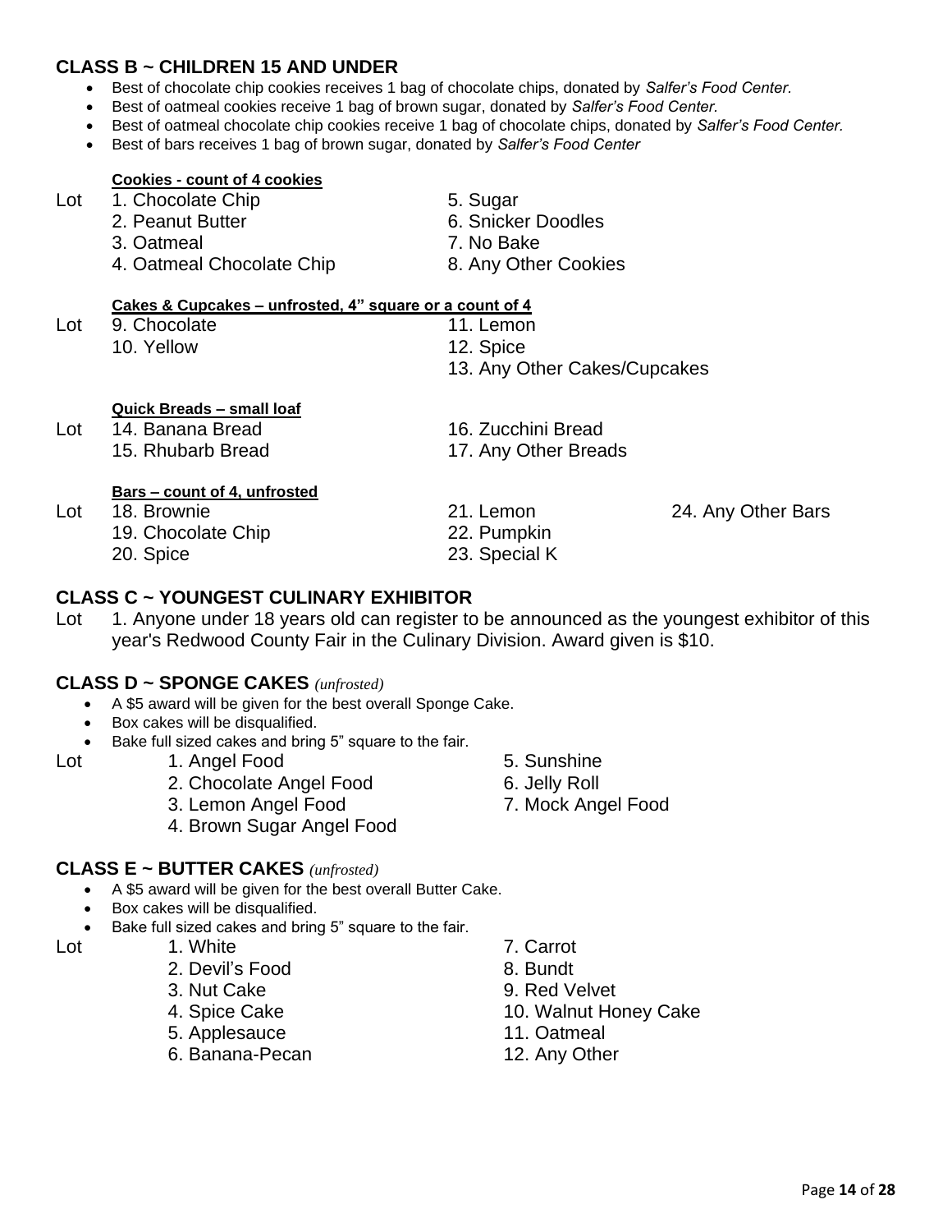## CLASS B ~ CHILDREN 15 AND UNDER

- Best of chocolate chip cookies receives 1 bag of chocolate chips, donated by *Salfer's Food Center.*
- Best of oatmeal cookies receive 1 bag of brown sugar, donated by *Salfer's Food Center.*
- Best of oatmeal chocolate chip cookies receive 1 bag of chocolate chips, donated by *Salfer's Food Center.*
- Best of bars receives 1 bag of brown sugar, donated by *Salfer's Food Center*

**Cookies - count of 4 cookies**

Lot
1. Chocolate Chip
2. Peanut Butter
3. Oatmeal
4. Oatmeal Chocolate Chip
5. Sugar
6. Snicker Doodles
7. No Bake
8. Any Other Cookies

**Cakes & Cupcakes – unfrosted, 4" square or a count of 4**

Lot
9. Chocolate
10. Yellow
11. Lemon
12. Spice
13. Any Other Cakes/Cupcakes

**Quick Breads – small loaf**

Lot
14. Banana Bread
15. Rhubarb Bread
16. Zucchini Bread
17. Any Other Breads

**Bars – count of 4, unfrosted**

Lot
18. Brownie
19. Chocolate Chip
20. Spice
21. Lemon
22. Pumpkin
23. Special K
24. Any Other Bars

## CLASS C ~ YOUNGEST CULINARY EXHIBITOR

Lot 1. Anyone under 18 years old can register to be announced as the youngest exhibitor of this year's Redwood County Fair in the Culinary Division. Award given is $10.

## CLASS D ~ SPONGE CAKES *(unfrosted)*

- A $5 award will be given for the best overall Sponge Cake.
- Box cakes will be disqualified.
- Bake full sized cakes and bring 5" square to the fair.

Lot
1. Angel Food
2. Chocolate Angel Food
3. Lemon Angel Food
4. Brown Sugar Angel Food
5. Sunshine
6. Jelly Roll
7. Mock Angel Food

## CLASS E ~ BUTTER CAKES *(unfrosted)*

- A $5 award will be given for the best overall Butter Cake.
- Box cakes will be disqualified.
- Bake full sized cakes and bring 5" square to the fair.

Lot
1. White
2. Devil's Food
3. Nut Cake
4. Spice Cake
5. Applesauce
6. Banana-Pecan
7. Carrot
8. Bundt
9. Red Velvet
10. Walnut Honey Cake
11. Oatmeal
12. Any Other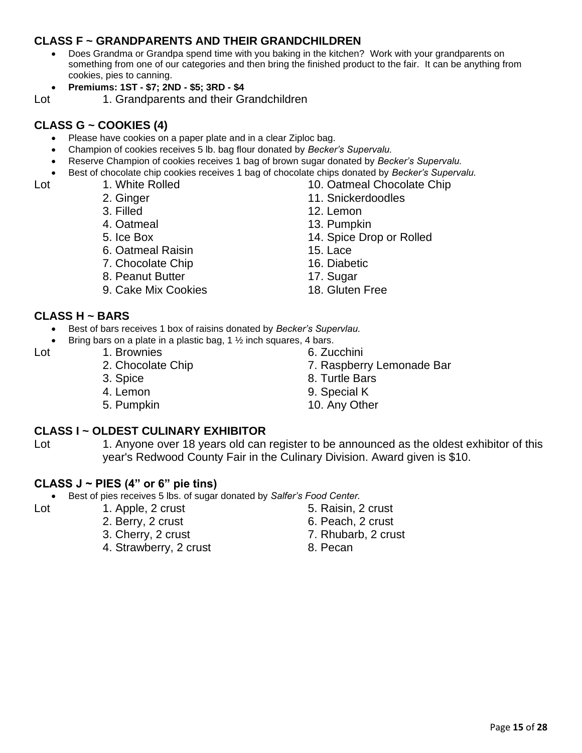## CLASS F ~ GRANDPARENTS AND THEIR GRANDCHILDREN

- Does Grandma or Grandpa spend time with you baking in the kitchen? Work with your grandparents on something from one of our categories and then bring the finished product to the fair. It can be anything from cookies, pies to canning.
- **Premiums: 1ST - $7; 2ND - $5; 3RD - $4**

Lot 1. Grandparents and their Grandchildren

## CLASS G ~ COOKIES (4)

- Please have cookies on a paper plate and in a clear Ziploc bag.
- Champion of cookies receives 5 lb. bag flour donated by *Becker's Supervalu.*
- Reserve Champion of cookies receives 1 bag of brown sugar donated by *Becker's Supervalu.*
- Best of chocolate chip cookies receives 1 bag of chocolate chips donated by *Becker's Supervalu.*

Lot
1. White Rolled
2. Ginger
3. Filled
4. Oatmeal
5. Ice Box
6. Oatmeal Raisin
7. Chocolate Chip
8. Peanut Butter
9. Cake Mix Cookies
10. Oatmeal Chocolate Chip
11. Snickerdoodles
12. Lemon
13. Pumpkin
14. Spice Drop or Rolled
15. Lace
16. Diabetic
17. Sugar
18. Gluten Free

## CLASS H ~ BARS

- Best of bars receives 1 box of raisins donated by *Becker's Supervlau.*
- Bring bars on a plate in a plastic bag, 1 ½ inch squares, 4 bars.

Lot
1. Brownies
2. Chocolate Chip
3. Spice
4. Lemon
5. Pumpkin
6. Zucchini
7. Raspberry Lemonade Bar
8. Turtle Bars
9. Special K
10. Any Other

## CLASS I ~ OLDEST CULINARY EXHIBITOR

Lot 1. Anyone over 18 years old can register to be announced as the oldest exhibitor of this year's Redwood County Fair in the Culinary Division. Award given is $10.

## CLASS J ~ PIES (4" or 6" pie tins)

- Best of pies receives 5 lbs. of sugar donated by *Salfer's Food Center.*

Lot
1. Apple, 2 crust
2. Berry, 2 crust
3. Cherry, 2 crust
4. Strawberry, 2 crust
5. Raisin, 2 crust
6. Peach, 2 crust
7. Rhubarb, 2 crust
8. Pecan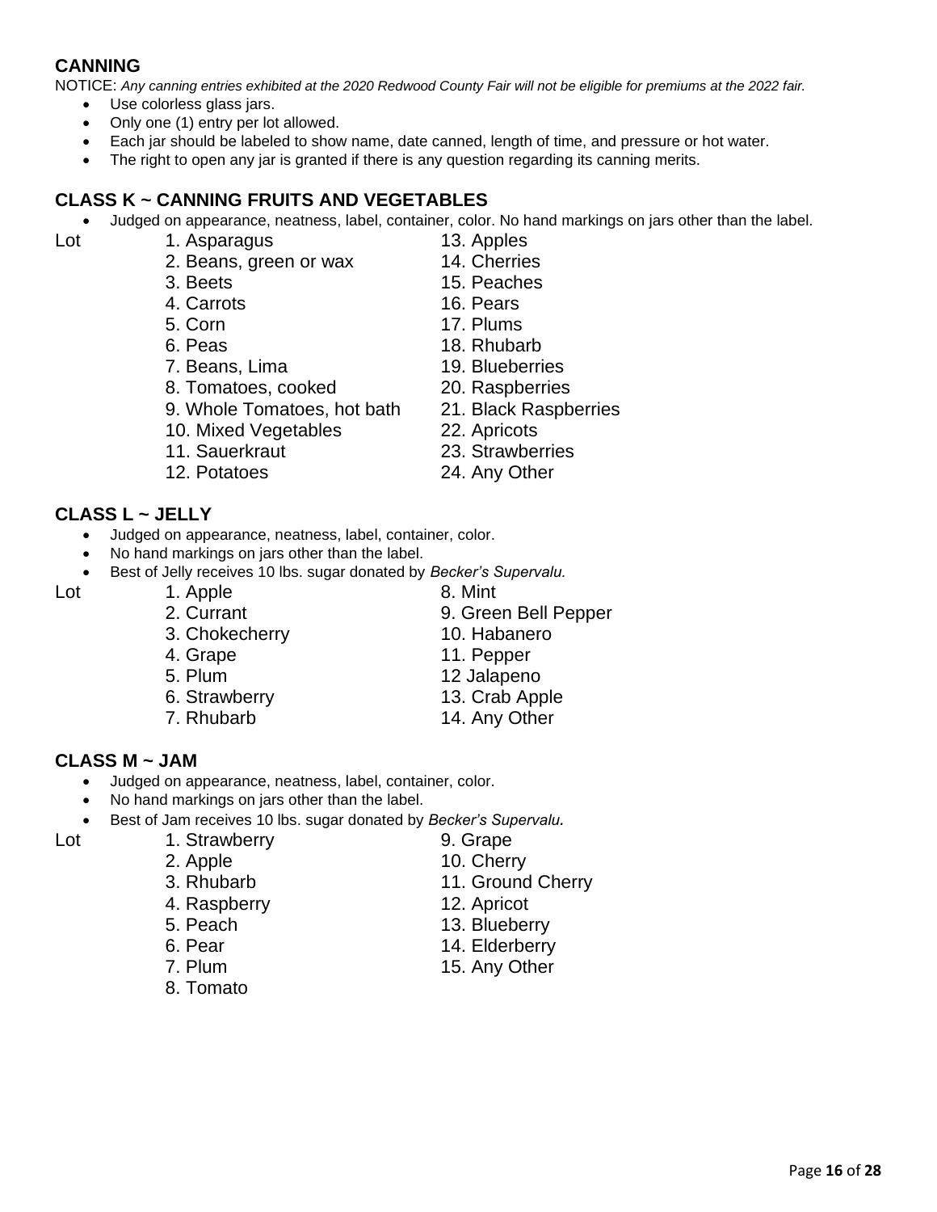## CANNING

NOTICE: *Any canning entries exhibited at the 2020 Redwood County Fair will not be eligible for premiums at the 2022 fair.*

- Use colorless glass jars.
- Only one (1) entry per lot allowed.
- Each jar should be labeled to show name, date canned, length of time, and pressure or hot water.
- The right to open any jar is granted if there is any question regarding its canning merits.

## CLASS K ~ CANNING FRUITS AND VEGETABLES

- Judged on appearance, neatness, label, container, color. No hand markings on jars other than the label.

Lot

1. Asparagus
2. Beans, green or wax
3. Beets
4. Carrots
5. Corn
6. Peas
7. Beans, Lima
8. Tomatoes, cooked
9. Whole Tomatoes, hot bath
10. Mixed Vegetables
11. Sauerkraut
12. Potatoes
13. Apples
14. Cherries
15. Peaches
16. Pears
17. Plums
18. Rhubarb
19. Blueberries
20. Raspberries
21. Black Raspberries
22. Apricots
23. Strawberries
24. Any Other

## CLASS L ~ JELLY

- Judged on appearance, neatness, label, container, color.
- No hand markings on jars other than the label.
- Best of Jelly receives 10 lbs. sugar donated by *Becker's Supervalu.*

Lot

1. Apple
2. Currant
3. Chokecherry
4. Grape
5. Plum
6. Strawberry
7. Rhubarb
8. Mint
9. Green Bell Pepper
10. Habanero
11. Pepper
12 Jalapeno
13. Crab Apple
14. Any Other

## CLASS M ~ JAM

- Judged on appearance, neatness, label, container, color.
- No hand markings on jars other than the label.
- Best of Jam receives 10 lbs. sugar donated by *Becker's Supervalu.*

Lot

1. Strawberry
2. Apple
3. Rhubarb
4. Raspberry
5. Peach
6. Pear
7. Plum
8. Tomato
9. Grape
10. Cherry
11. Ground Cherry
12. Apricot
13. Blueberry
14. Elderberry
15. Any Other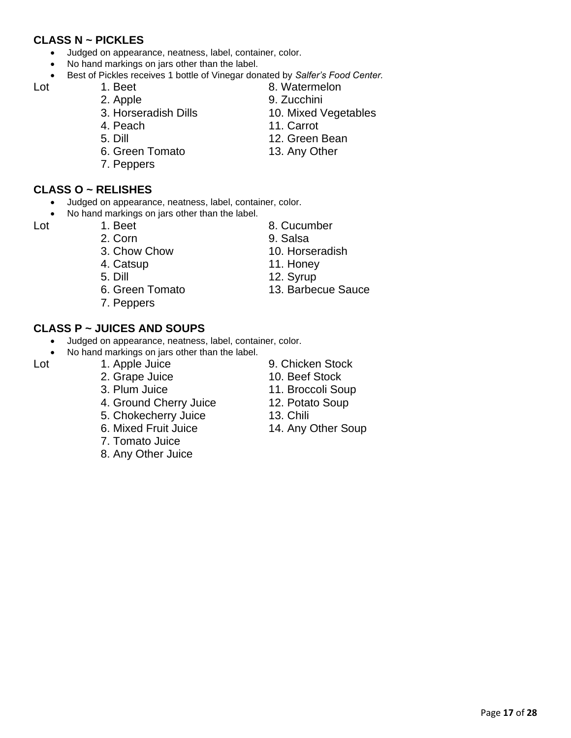### CLASS N ~ PICKLES

- Judged on appearance, neatness, label, container, color.
- No hand markings on jars other than the label.
- Best of Pickles receives 1 bottle of Vinegar donated by *Salfer's Food Center.*

Lot
1. Beet
2. Apple
3. Horseradish Dills
4. Peach
5. Dill
6. Green Tomato
7. Peppers
8. Watermelon
9. Zucchini
10. Mixed Vegetables
11. Carrot
12. Green Bean
13. Any Other

### CLASS O ~ RELISHES

- Judged on appearance, neatness, label, container, color.
- No hand markings on jars other than the label.

Lot
1. Beet
2. Corn
3. Chow Chow
4. Catsup
5. Dill
6. Green Tomato
7. Peppers
8. Cucumber
9. Salsa
10. Horseradish
11. Honey
12. Syrup
13. Barbecue Sauce

### CLASS P ~ JUICES AND SOUPS

- Judged on appearance, neatness, label, container, color.
- No hand markings on jars other than the label.

Lot
1. Apple Juice
2. Grape Juice
3. Plum Juice
4. Ground Cherry Juice
5. Chokecherry Juice
6. Mixed Fruit Juice
7. Tomato Juice
8. Any Other Juice
9. Chicken Stock
10. Beef Stock
11. Broccoli Soup
12. Potato Soup
13. Chili
14. Any Other Soup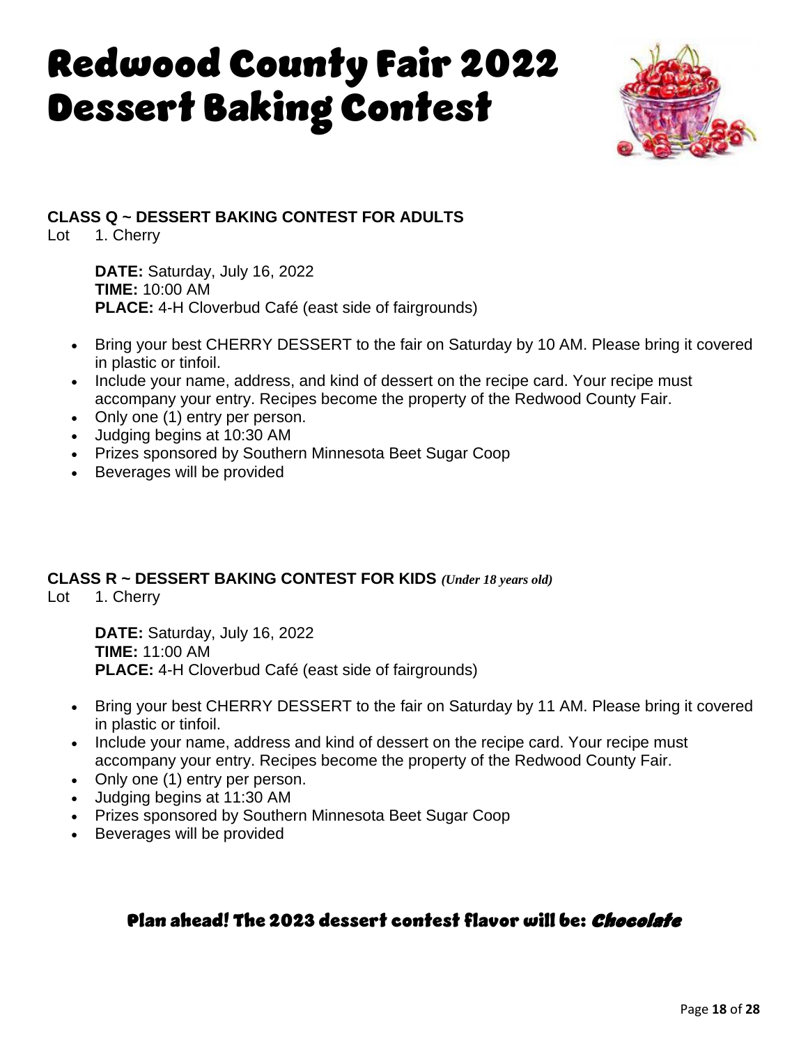# Redwood County Fair 2022 Dessert Baking Contest

**CLASS Q ~ DESSERT BAKING CONTEST FOR ADULTS**

Lot 1. Cherry

**DATE:** Saturday, July 16, 2022
**TIME:** 10:00 AM
**PLACE:** 4-H Cloverbud Café (east side of fairgrounds)

- Bring your best CHERRY DESSERT to the fair on Saturday by 10 AM. Please bring it covered in plastic or tinfoil.
- Include your name, address, and kind of dessert on the recipe card. Your recipe must accompany your entry. Recipes become the property of the Redwood County Fair.
- Only one (1) entry per person.
- Judging begins at 10:30 AM
- Prizes sponsored by Southern Minnesota Beet Sugar Coop
- Beverages will be provided

**CLASS R ~ DESSERT BAKING CONTEST FOR KIDS** ***(Under 18 years old)***

Lot 1. Cherry

**DATE:** Saturday, July 16, 2022
**TIME:** 11:00 AM
**PLACE:** 4-H Cloverbud Café (east side of fairgrounds)

- Bring your best CHERRY DESSERT to the fair on Saturday by 11 AM. Please bring it covered in plastic or tinfoil.
- Include your name, address and kind of dessert on the recipe card. Your recipe must accompany your entry. Recipes become the property of the Redwood County Fair.
- Only one (1) entry per person.
- Judging begins at 11:30 AM
- Prizes sponsored by Southern Minnesota Beet Sugar Coop
- Beverages will be provided

**Plan ahead! The 2023 dessert contest flavor will be: *Chocolate***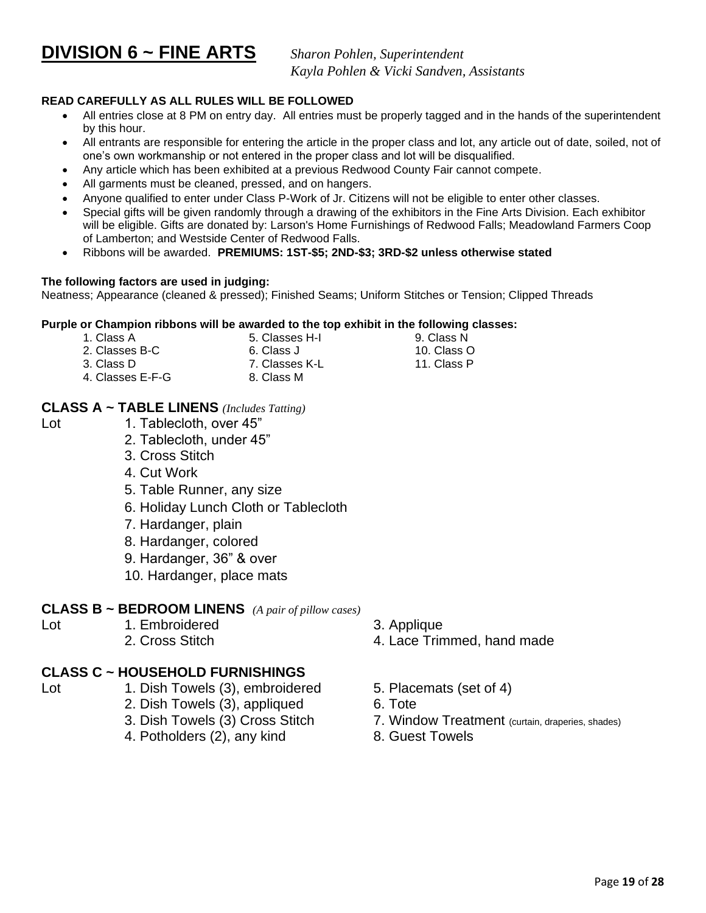# DIVISION 6 ~ FINE ARTS

*Sharon Pohlen, Superintendent*
*Kayla Pohlen & Vicki Sandven, Assistants*

**READ CAREFULLY AS ALL RULES WILL BE FOLLOWED**

- All entries close at 8 PM on entry day. All entries must be properly tagged and in the hands of the superintendent by this hour.
- All entrants are responsible for entering the article in the proper class and lot, any article out of date, soiled, not of one's own workmanship or not entered in the proper class and lot will be disqualified.
- Any article which has been exhibited at a previous Redwood County Fair cannot compete.
- All garments must be cleaned, pressed, and on hangers.
- Anyone qualified to enter under Class P-Work of Jr. Citizens will not be eligible to enter other classes.
- Special gifts will be given randomly through a drawing of the exhibitors in the Fine Arts Division. Each exhibitor will be eligible. Gifts are donated by: Larson's Home Furnishings of Redwood Falls; Meadowland Farmers Coop of Lamberton; and Westside Center of Redwood Falls.
- Ribbons will be awarded. **PREMIUMS: 1ST-$5; 2ND-$3; 3RD-$2 unless otherwise stated**

**The following factors are used in judging:**
Neatness; Appearance (cleaned & pressed); Finished Seams; Uniform Stitches or Tension; Clipped Threads

**Purple or Champion ribbons will be awarded to the top exhibit in the following classes:**

1. Class A
2. Classes B-C
3. Class D
4. Classes E-F-G
5. Classes H-I
6. Class J
7. Classes K-L
8. Class M
9. Class N
10. Class O
11. Class P

## CLASS A ~ TABLE LINENS *(Includes Tatting)*

Lot
1. Tablecloth, over 45"
2. Tablecloth, under 45"
3. Cross Stitch
4. Cut Work
5. Table Runner, any size
6. Holiday Lunch Cloth or Tablecloth
7. Hardanger, plain
8. Hardanger, colored
9. Hardanger, 36" & over
10. Hardanger, place mats

## CLASS B ~ BEDROOM LINENS *(A pair of pillow cases)*

Lot
1. Embroidered
2. Cross Stitch
3. Applique
4. Lace Trimmed, hand made

## CLASS C ~ HOUSEHOLD FURNISHINGS

Lot
1. Dish Towels (3), embroidered
2. Dish Towels (3), appliqued
3. Dish Towels (3) Cross Stitch
4. Potholders (2), any kind
5. Placemats (set of 4)
6. Tote
7. Window Treatment (curtain, draperies, shades)
8. Guest Towels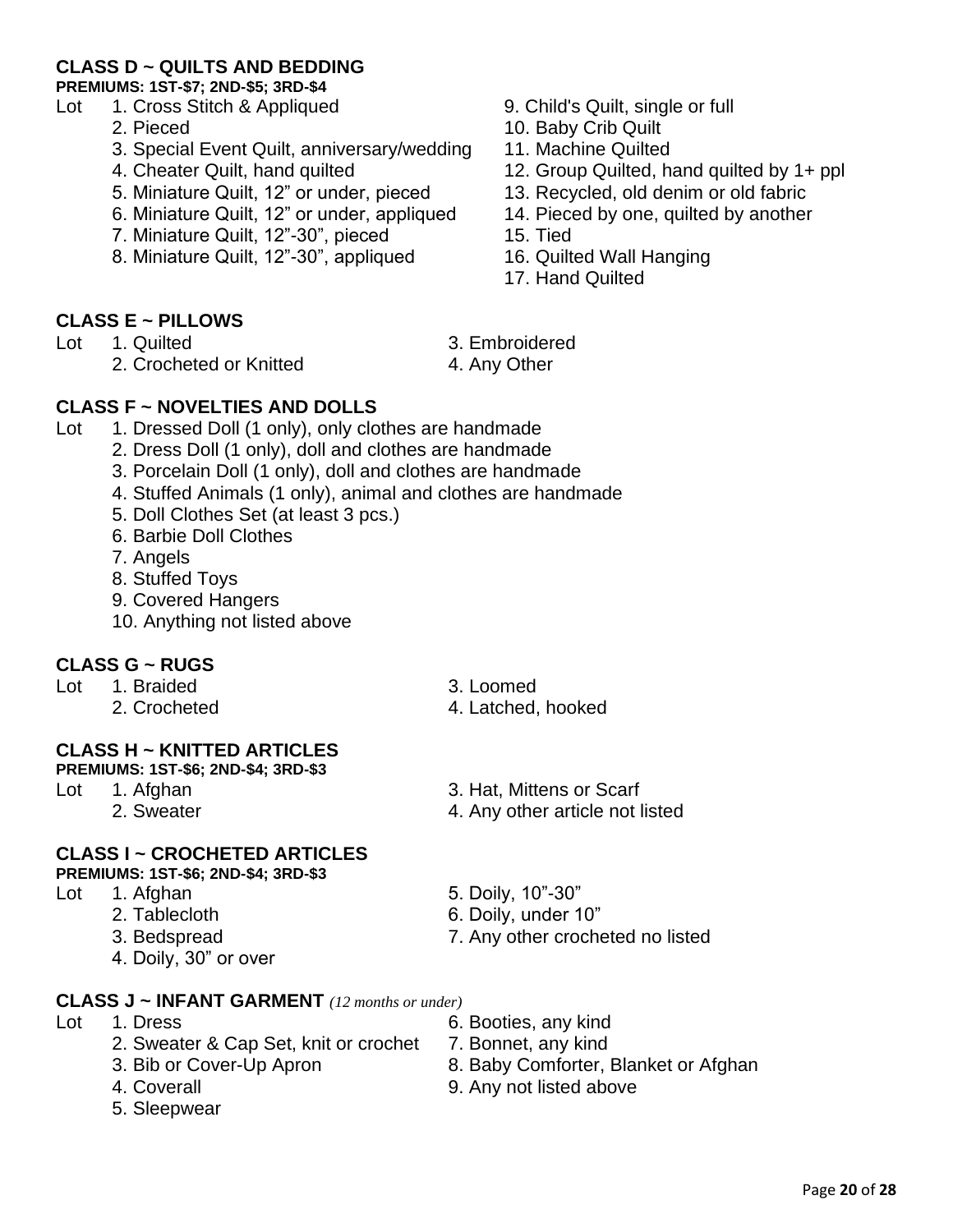## CLASS D ~ QUILTS AND BEDDING

**PREMIUMS: 1ST-$7; 2ND-$5; 3RD-$4**

Lot
1. Cross Stitch & Appliqued
2. Pieced
3. Special Event Quilt, anniversary/wedding
4. Cheater Quilt, hand quilted
5. Miniature Quilt, 12" or under, pieced
6. Miniature Quilt, 12" or under, appliqued
7. Miniature Quilt, 12"-30", pieced
8. Miniature Quilt, 12"-30", appliqued
9. Child's Quilt, single or full
10. Baby Crib Quilt
11. Machine Quilted
12. Group Quilted, hand quilted by 1+ ppl
13. Recycled, old denim or old fabric
14. Pieced by one, quilted by another
15. Tied
16. Quilted Wall Hanging
17. Hand Quilted

## CLASS E ~ PILLOWS

Lot
1. Quilted
2. Crocheted or Knitted
3. Embroidered
4. Any Other

## CLASS F ~ NOVELTIES AND DOLLS

Lot
1. Dressed Doll (1 only), only clothes are handmade
2. Dress Doll (1 only), doll and clothes are handmade
3. Porcelain Doll (1 only), doll and clothes are handmade
4. Stuffed Animals (1 only), animal and clothes are handmade
5. Doll Clothes Set (at least 3 pcs.)
6. Barbie Doll Clothes
7. Angels
8. Stuffed Toys
9. Covered Hangers
10. Anything not listed above

## CLASS G ~ RUGS

Lot
1. Braided
2. Crocheted
3. Loomed
4. Latched, hooked

## CLASS H ~ KNITTED ARTICLES

**PREMIUMS: 1ST-$6; 2ND-$4; 3RD-$3**

Lot
1. Afghan
2. Sweater
3. Hat, Mittens or Scarf
4. Any other article not listed

## CLASS I ~ CROCHETED ARTICLES

**PREMIUMS: 1ST-$6; 2ND-$4; 3RD-$3**

Lot
1. Afghan
2. Tablecloth
3. Bedspread
4. Doily, 30" or over
5. Doily, 10"-30"
6. Doily, under 10"
7. Any other crocheted no listed

## CLASS J ~ INFANT GARMENT *(12 months or under)*

Lot
1. Dress
2. Sweater & Cap Set, knit or crochet
3. Bib or Cover-Up Apron
4. Coverall
5. Sleepwear
6. Booties, any kind
7. Bonnet, any kind
8. Baby Comforter, Blanket or Afghan
9. Any not listed above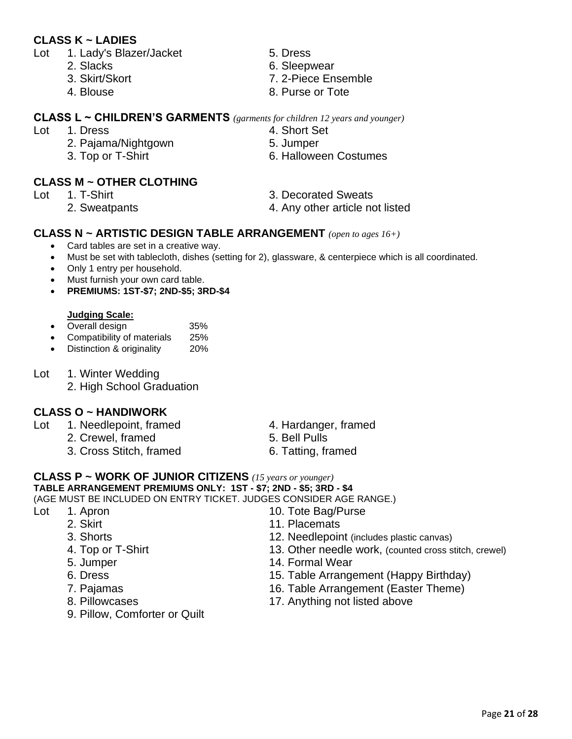## CLASS K ~ LADIES

Lot

1. Lady's Blazer/Jacket
2. Slacks
3. Skirt/Skort
4. Blouse
5. Dress
6. Sleepwear
7. 2-Piece Ensemble
8. Purse or Tote

## CLASS L ~ CHILDREN'S GARMENTS *(garments for children 12 years and younger)*

Lot

1. Dress
2. Pajama/Nightgown
3. Top or T-Shirt
4. Short Set
5. Jumper
6. Halloween Costumes

## CLASS M ~ OTHER CLOTHING

Lot

1. T-Shirt
2. Sweatpants
3. Decorated Sweats
4. Any other article not listed

## CLASS N ~ ARTISTIC DESIGN TABLE ARRANGEMENT *(open to ages 16+)*

- Card tables are set in a creative way.
- Must be set with tablecloth, dishes (setting for 2), glassware, & centerpiece which is all coordinated.
- Only 1 entry per household.
- Must furnish your own card table.
- **PREMIUMS: 1ST-$7; 2ND-$5; 3RD-$4**

**Judging Scale:**

- Overall design 35%
- Compatibility of materials 25%
- Distinction & originality 20%

Lot

1. Winter Wedding
2. High School Graduation

## CLASS O ~ HANDIWORK

Lot

1. Needlepoint, framed
2. Crewel, framed
3. Cross Stitch, framed
4. Hardanger, framed
5. Bell Pulls
6. Tatting, framed

## CLASS P ~ WORK OF JUNIOR CITIZENS *(15 years or younger)*

**TABLE ARRANGEMENT PREMIUMS ONLY: 1ST - $7; 2ND - $5; 3RD - $4**

(AGE MUST BE INCLUDED ON ENTRY TICKET. JUDGES CONSIDER AGE RANGE.)

Lot

1. Apron
2. Skirt
3. Shorts
4. Top or T-Shirt
5. Jumper
6. Dress
7. Pajamas
8. Pillowcases
9. Pillow, Comforter or Quilt
10. Tote Bag/Purse
11. Placemats
12. Needlepoint (includes plastic canvas)
13. Other needle work, (counted cross stitch, crewel)
14. Formal Wear
15. Table Arrangement (Happy Birthday)
16. Table Arrangement (Easter Theme)
17. Anything not listed above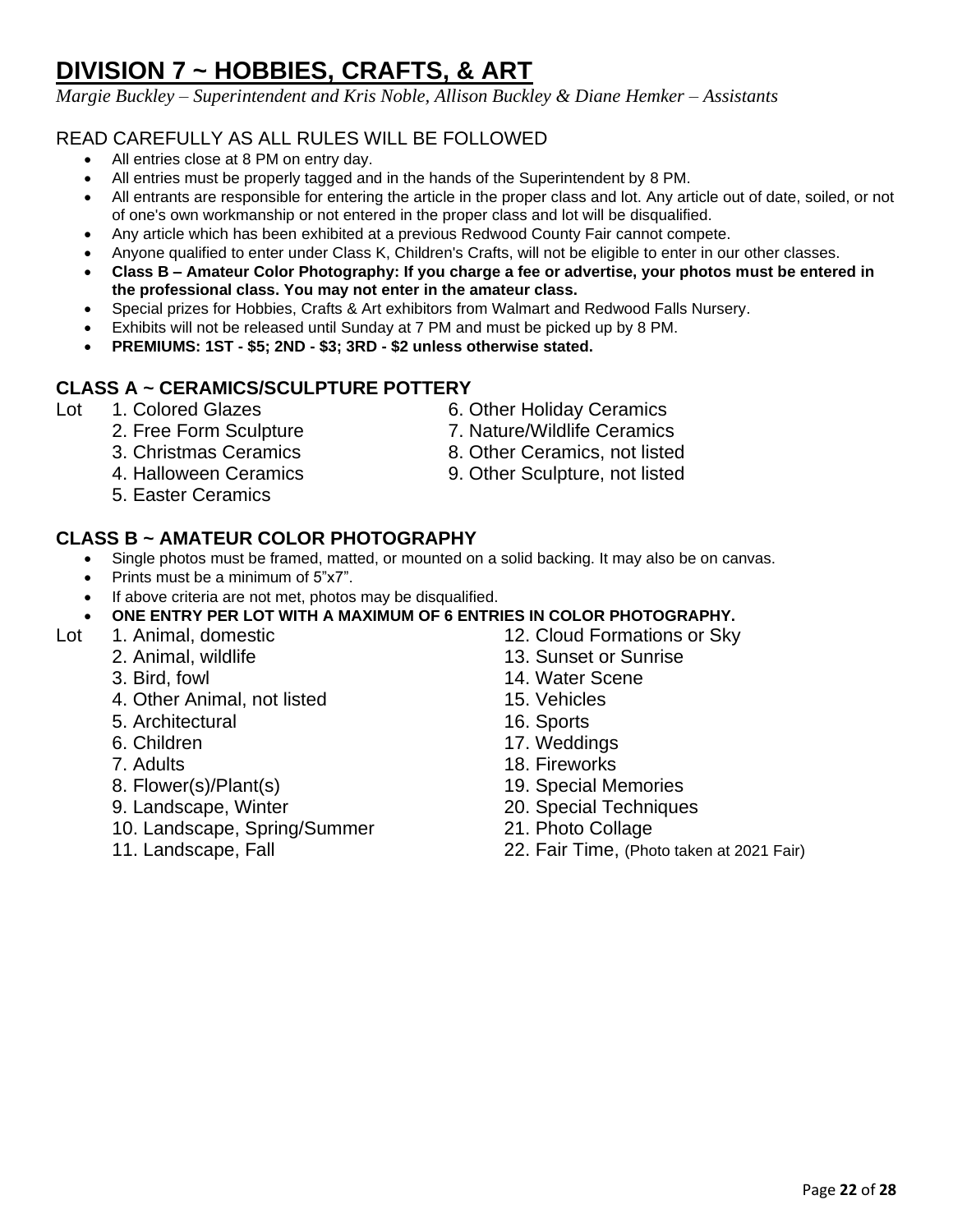# DIVISION 7 ~ HOBBIES, CRAFTS, & ART

*Margie Buckley – Superintendent and Kris Noble, Allison Buckley & Diane Hemker – Assistants*

READ CAREFULLY AS ALL RULES WILL BE FOLLOWED

- All entries close at 8 PM on entry day.
- All entries must be properly tagged and in the hands of the Superintendent by 8 PM.
- All entrants are responsible for entering the article in the proper class and lot. Any article out of date, soiled, or not of one's own workmanship or not entered in the proper class and lot will be disqualified.
- Any article which has been exhibited at a previous Redwood County Fair cannot compete.
- Anyone qualified to enter under Class K, Children's Crafts, will not be eligible to enter in our other classes.
- **Class B – Amateur Color Photography: If you charge a fee or advertise, your photos must be entered in the professional class. You may not enter in the amateur class.**
- Special prizes for Hobbies, Crafts & Art exhibitors from Walmart and Redwood Falls Nursery.
- Exhibits will not be released until Sunday at 7 PM and must be picked up by 8 PM.
- **PREMIUMS: 1ST - $5; 2ND - $3; 3RD - $2 unless otherwise stated.**

## CLASS A ~ CERAMICS/SCULPTURE POTTERY

Lot
1. Colored Glazes
2. Free Form Sculpture
3. Christmas Ceramics
4. Halloween Ceramics
5. Easter Ceramics
6. Other Holiday Ceramics
7. Nature/Wildlife Ceramics
8. Other Ceramics, not listed
9. Other Sculpture, not listed

## CLASS B ~ AMATEUR COLOR PHOTOGRAPHY

- Single photos must be framed, matted, or mounted on a solid backing. It may also be on canvas.
- Prints must be a minimum of 5"x7".
- If above criteria are not met, photos may be disqualified.
- **ONE ENTRY PER LOT WITH A MAXIMUM OF 6 ENTRIES IN COLOR PHOTOGRAPHY.**

Lot
1. Animal, domestic
2. Animal, wildlife
3. Bird, fowl
4. Other Animal, not listed
5. Architectural
6. Children
7. Adults
8. Flower(s)/Plant(s)
9. Landscape, Winter
10. Landscape, Spring/Summer
11. Landscape, Fall
12. Cloud Formations or Sky
13. Sunset or Sunrise
14. Water Scene
15. Vehicles
16. Sports
17. Weddings
18. Fireworks
19. Special Memories
20. Special Techniques
21. Photo Collage
22. Fair Time, (Photo taken at 2021 Fair)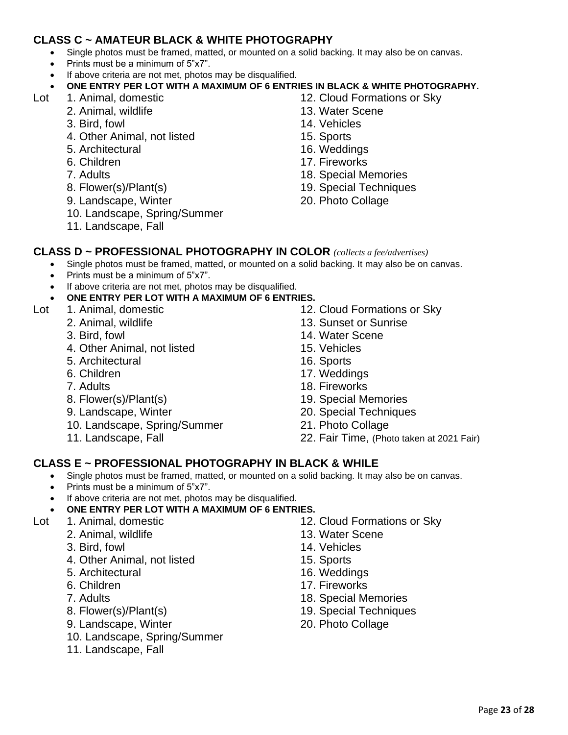### CLASS C ~ AMATEUR BLACK & WHITE PHOTOGRAPHY

- Single photos must be framed, matted, or mounted on a solid backing. It may also be on canvas.
- Prints must be a minimum of 5"x7".
- If above criteria are not met, photos may be disqualified.
- **ONE ENTRY PER LOT WITH A MAXIMUM OF 6 ENTRIES IN BLACK & WHITE PHOTOGRAPHY.**

Lot
1. Animal, domestic
2. Animal, wildlife
3. Bird, fowl
4. Other Animal, not listed
5. Architectural
6. Children
7. Adults
8. Flower(s)/Plant(s)
9. Landscape, Winter
10. Landscape, Spring/Summer
11. Landscape, Fall
12. Cloud Formations or Sky
13. Water Scene
14. Vehicles
15. Sports
16. Weddings
17. Fireworks
18. Special Memories
19. Special Techniques
20. Photo Collage

### CLASS D ~ PROFESSIONAL PHOTOGRAPHY IN COLOR *(collects a fee/advertises)*

- Single photos must be framed, matted, or mounted on a solid backing. It may also be on canvas.
- Prints must be a minimum of 5"x7".
- If above criteria are not met, photos may be disqualified.
- **ONE ENTRY PER LOT WITH A MAXIMUM OF 6 ENTRIES.**

Lot
1. Animal, domestic
2. Animal, wildlife
3. Bird, fowl
4. Other Animal, not listed
5. Architectural
6. Children
7. Adults
8. Flower(s)/Plant(s)
9. Landscape, Winter
10. Landscape, Spring/Summer
11. Landscape, Fall
12. Cloud Formations or Sky
13. Sunset or Sunrise
14. Water Scene
15. Vehicles
16. Sports
17. Weddings
18. Fireworks
19. Special Memories
20. Special Techniques
21. Photo Collage
22. Fair Time, (Photo taken at 2021 Fair)

### CLASS E ~ PROFESSIONAL PHOTOGRAPHY IN BLACK & WHILE

- Single photos must be framed, matted, or mounted on a solid backing. It may also be on canvas.
- Prints must be a minimum of 5"x7".
- If above criteria are not met, photos may be disqualified.
- **ONE ENTRY PER LOT WITH A MAXIMUM OF 6 ENTRIES.**

Lot
1. Animal, domestic
2. Animal, wildlife
3. Bird, fowl
4. Other Animal, not listed
5. Architectural
6. Children
7. Adults
8. Flower(s)/Plant(s)
9. Landscape, Winter
10. Landscape, Spring/Summer
11. Landscape, Fall
12. Cloud Formations or Sky
13. Water Scene
14. Vehicles
15. Sports
16. Weddings
17. Fireworks
18. Special Memories
19. Special Techniques
20. Photo Collage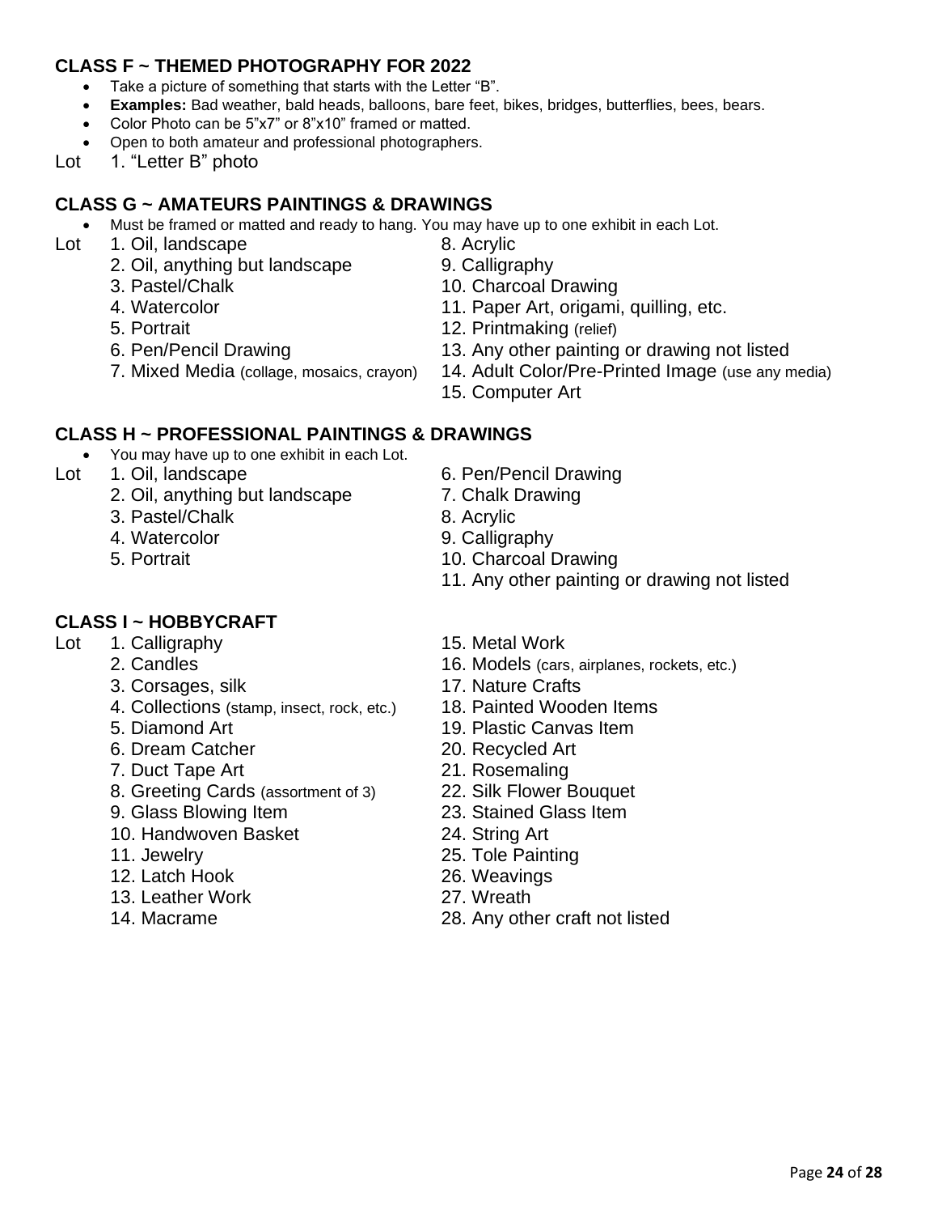## CLASS F ~ THEMED PHOTOGRAPHY FOR 2022

- Take a picture of something that starts with the Letter "B".
- **Examples:** Bad weather, bald heads, balloons, bare feet, bikes, bridges, butterflies, bees, bears.
- Color Photo can be 5"x7" or 8"x10" framed or matted.
- Open to both amateur and professional photographers.

Lot 1. "Letter B" photo

## CLASS G ~ AMATEURS PAINTINGS & DRAWINGS

- Must be framed or matted and ready to hang. You may have up to one exhibit in each Lot.

Lot
1. Oil, landscape
2. Oil, anything but landscape
3. Pastel/Chalk
4. Watercolor
5. Portrait
6. Pen/Pencil Drawing
7. Mixed Media (collage, mosaics, crayon)
8. Acrylic
9. Calligraphy
10. Charcoal Drawing
11. Paper Art, origami, quilling, etc.
12. Printmaking (relief)
13. Any other painting or drawing not listed
14. Adult Color/Pre-Printed Image (use any media)
15. Computer Art

## CLASS H ~ PROFESSIONAL PAINTINGS & DRAWINGS

- You may have up to one exhibit in each Lot.

Lot
1. Oil, landscape
2. Oil, anything but landscape
3. Pastel/Chalk
4. Watercolor
5. Portrait
6. Pen/Pencil Drawing
7. Chalk Drawing
8. Acrylic
9. Calligraphy
10. Charcoal Drawing
11. Any other painting or drawing not listed

## CLASS I ~ HOBBYCRAFT

Lot
1. Calligraphy
2. Candles
3. Corsages, silk
4. Collections (stamp, insect, rock, etc.)
5. Diamond Art
6. Dream Catcher
7. Duct Tape Art
8. Greeting Cards (assortment of 3)
9. Glass Blowing Item
10. Handwoven Basket
11. Jewelry
12. Latch Hook
13. Leather Work
14. Macrame
15. Metal Work
16. Models (cars, airplanes, rockets, etc.)
17. Nature Crafts
18. Painted Wooden Items
19. Plastic Canvas Item
20. Recycled Art
21. Rosemaling
22. Silk Flower Bouquet
23. Stained Glass Item
24. String Art
25. Tole Painting
26. Weavings
27. Wreath
28. Any other craft not listed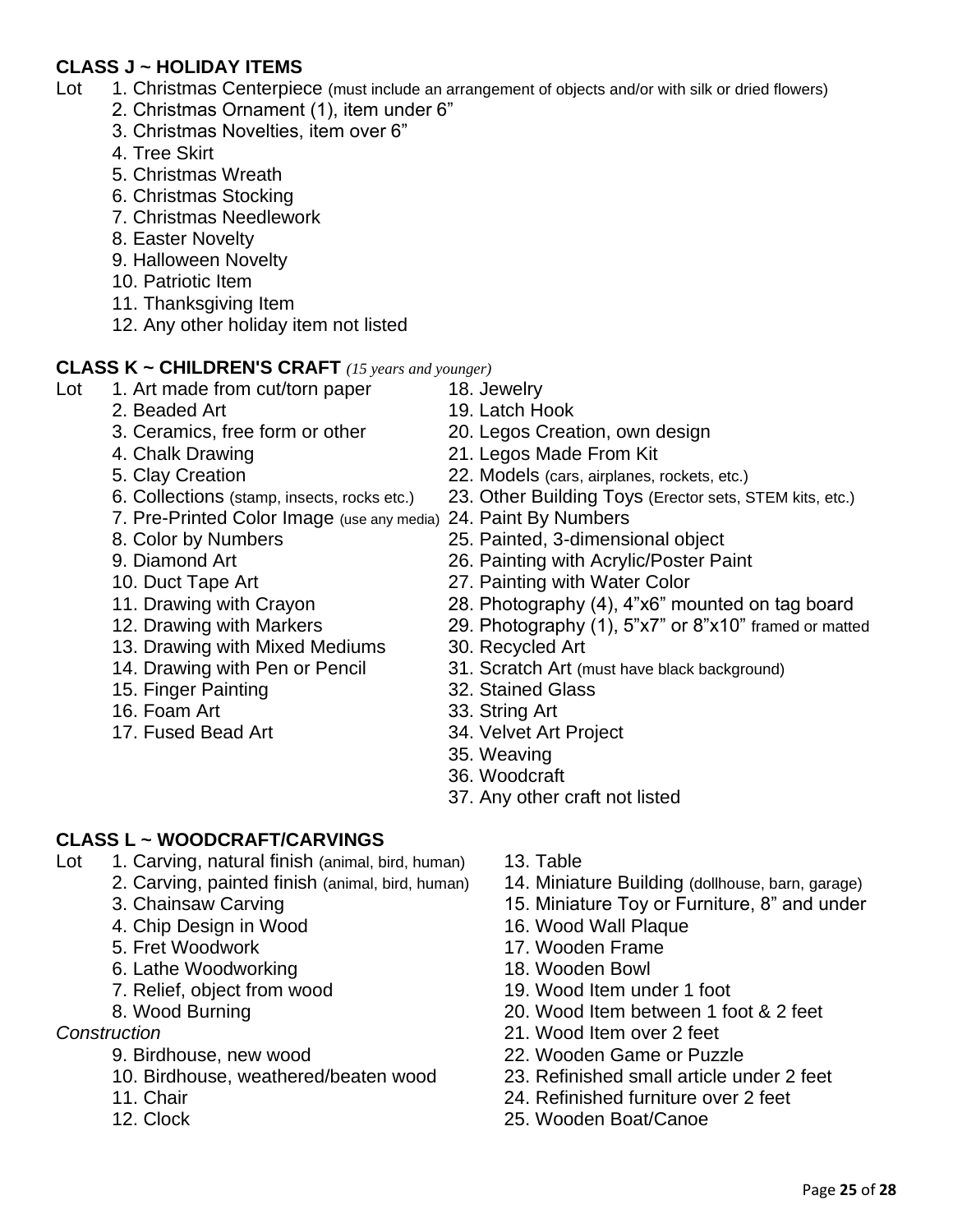## CLASS J ~ HOLIDAY ITEMS

Lot
1. Christmas Centerpiece (must include an arrangement of objects and/or with silk or dried flowers)
2. Christmas Ornament (1), item under 6”
3. Christmas Novelties, item over 6”
4. Tree Skirt
5. Christmas Wreath
6. Christmas Stocking
7. Christmas Needlework
8. Easter Novelty
9. Halloween Novelty
10. Patriotic Item
11. Thanksgiving Item
12. Any other holiday item not listed

## CLASS K ~ CHILDREN'S CRAFT *(15 years and younger)*

Lot
1. Art made from cut/torn paper
2. Beaded Art
3. Ceramics, free form or other
4. Chalk Drawing
5. Clay Creation
6. Collections (stamp, insects, rocks etc.)
7. Pre-Printed Color Image (use any media)
8. Color by Numbers
9. Diamond Art
10. Duct Tape Art
11. Drawing with Crayon
12. Drawing with Markers
13. Drawing with Mixed Mediums
14. Drawing with Pen or Pencil
15. Finger Painting
16. Foam Art
17. Fused Bead Art
18. Jewelry
19. Latch Hook
20. Legos Creation, own design
21. Legos Made From Kit
22. Models (cars, airplanes, rockets, etc.)
23. Other Building Toys (Erector sets, STEM kits, etc.)
24. Paint By Numbers
25. Painted, 3-dimensional object
26. Painting with Acrylic/Poster Paint
27. Painting with Water Color
28. Photography (4), 4”x6” mounted on tag board
29. Photography (1), 5”x7” or 8”x10” framed or matted
30. Recycled Art
31. Scratch Art (must have black background)
32. Stained Glass
33. String Art
34. Velvet Art Project
35. Weaving
36. Woodcraft
37. Any other craft not listed

## CLASS L ~ WOODCRAFT/CARVINGS

Lot
1. Carving, natural finish (animal, bird, human)
2. Carving, painted finish (animal, bird, human)
3. Chainsaw Carving
4. Chip Design in Wood
5. Fret Woodwork
6. Lathe Woodworking
7. Relief, object from wood
8. Wood Burning

*Construction*

9. Birdhouse, new wood
10. Birdhouse, weathered/beaten wood
11. Chair
12. Clock
13. Table
14. Miniature Building (dollhouse, barn, garage)
15. Miniature Toy or Furniture, 8” and under
16. Wood Wall Plaque
17. Wooden Frame
18. Wooden Bowl
19. Wood Item under 1 foot
20. Wood Item between 1 foot & 2 feet
21. Wood Item over 2 feet
22. Wooden Game or Puzzle
23. Refinished small article under 2 feet
24. Refinished furniture over 2 feet
25. Wooden Boat/Canoe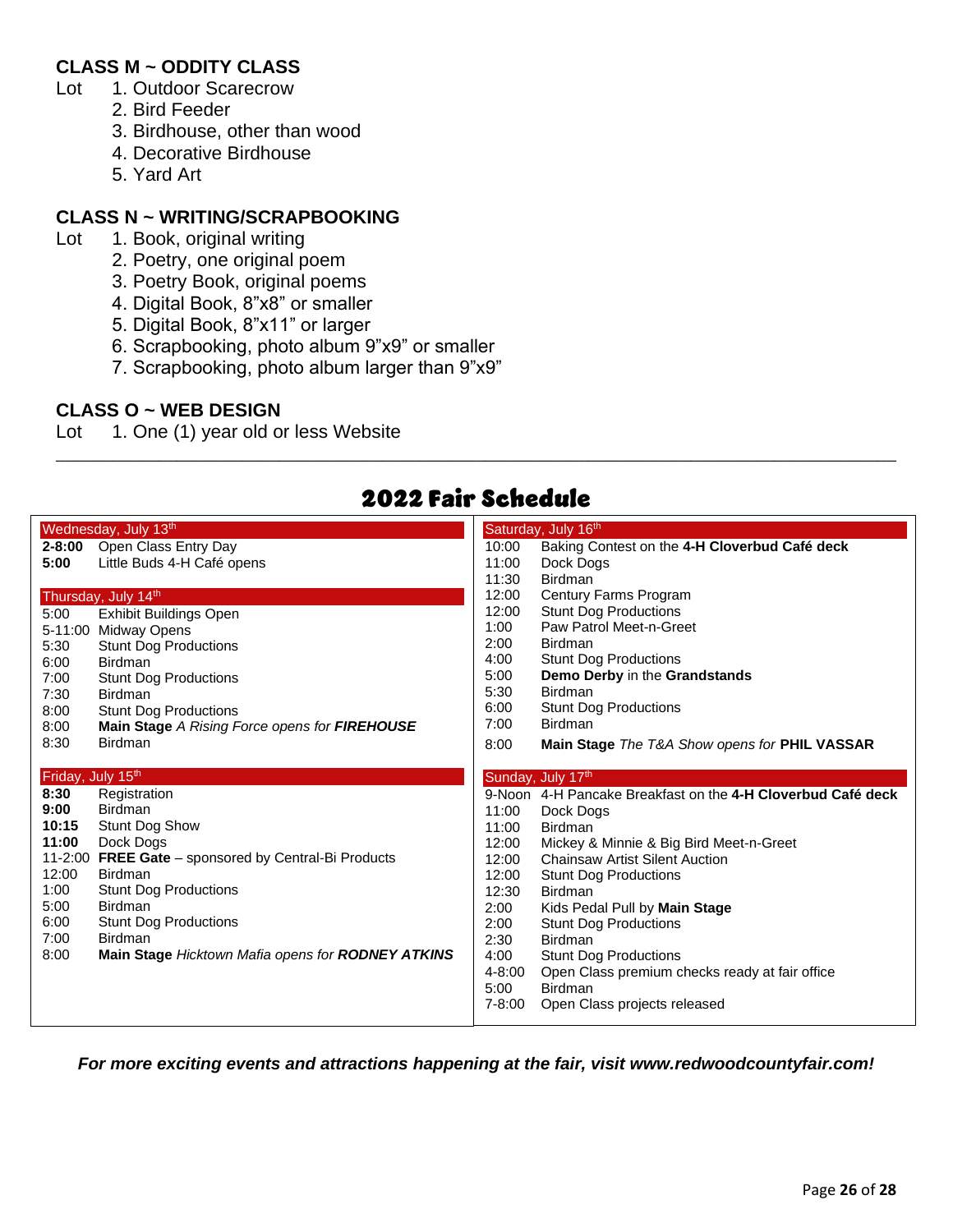**CLASS M ~ ODDITY CLASS**

Lot
1. Outdoor Scarecrow
2. Bird Feeder
3. Birdhouse, other than wood
4. Decorative Birdhouse
5. Yard Art

**CLASS N ~ WRITING/SCRAPBOOKING**

Lot
1. Book, original writing
2. Poetry, one original poem
3. Poetry Book, original poems
4. Digital Book, 8"x8" or smaller
5. Digital Book, 8"x11" or larger
6. Scrapbooking, photo album 9"x9" or smaller
7. Scrapbooking, photo album larger than 9"x9"

**CLASS O ~ WEB DESIGN**

Lot
1. One (1) year old or less Website

---

## 2022 Fair Schedule

**Wednesday, July 13th**

| Time | Event |
|---|---|
| **2-8:00** | Open Class Entry Day |
| **5:00** | Little Buds 4-H Café opens |

**Thursday, July 14th**

| Time | Event |
|---|---|
| 5:00 | Exhibit Buildings Open |
| 5-11:00 | Midway Opens |
| 5:30 | Stunt Dog Productions |
| 6:00 | Birdman |
| 7:00 | Stunt Dog Productions |
| 7:30 | Birdman |
| 8:00 | Stunt Dog Productions |
| 8:00 | **Main Stage** *A Rising Force opens for* ***FIREHOUSE*** |
| 8:30 | Birdman |

**Friday, July 15th**

| Time | Event |
|---|---|
| **8:30** | Registration |
| **9:00** | Birdman |
| **10:15** | Stunt Dog Show |
| **11:00** | Dock Dogs |
| 11-2:00 | **FREE Gate** – sponsored by Central-Bi Products |
| 12:00 | Birdman |
| 1:00 | Stunt Dog Productions |
| 5:00 | Birdman |
| 6:00 | Stunt Dog Productions |
| 7:00 | Birdman |
| 8:00 | **Main Stage** *Hicktown Mafia opens for* ***RODNEY ATKINS*** |

**Saturday, July 16th**

| Time | Event |
|---|---|
| 10:00 | Baking Contest on the **4-H Cloverbud Café deck** |
| 11:00 | Dock Dogs |
| 11:30 | Birdman |
| 12:00 | Century Farms Program |
| 12:00 | Stunt Dog Productions |
| 1:00 | Paw Patrol Meet-n-Greet |
| 2:00 | Birdman |
| 4:00 | Stunt Dog Productions |
| 5:00 | **Demo Derby** in the **Grandstands** |
| 5:30 | Birdman |
| 6:00 | Stunt Dog Productions |
| 7:00 | Birdman |
| 8:00 | **Main Stage** *The T&A Show opens for* **PHIL VASSAR** |

**Sunday, July 17th**

| Time | Event |
|---|---|
| 9-Noon | 4-H Pancake Breakfast on the **4-H Cloverbud Café deck** |
| 11:00 | Dock Dogs |
| 11:00 | Birdman |
| 12:00 | Mickey & Minnie & Big Bird Meet-n-Greet |
| 12:00 | Chainsaw Artist Silent Auction |
| 12:00 | Stunt Dog Productions |
| 12:30 | Birdman |
| 2:00 | Kids Pedal Pull by **Main Stage** |
| 2:00 | Stunt Dog Productions |
| 2:30 | Birdman |
| 4:00 | Stunt Dog Productions |
| 4-8:00 | Open Class premium checks ready at fair office |
| 5:00 | Birdman |
| 7-8:00 | Open Class projects released |

***For more exciting events and attractions happening at the fair, visit www.redwoodcountyfair.com!***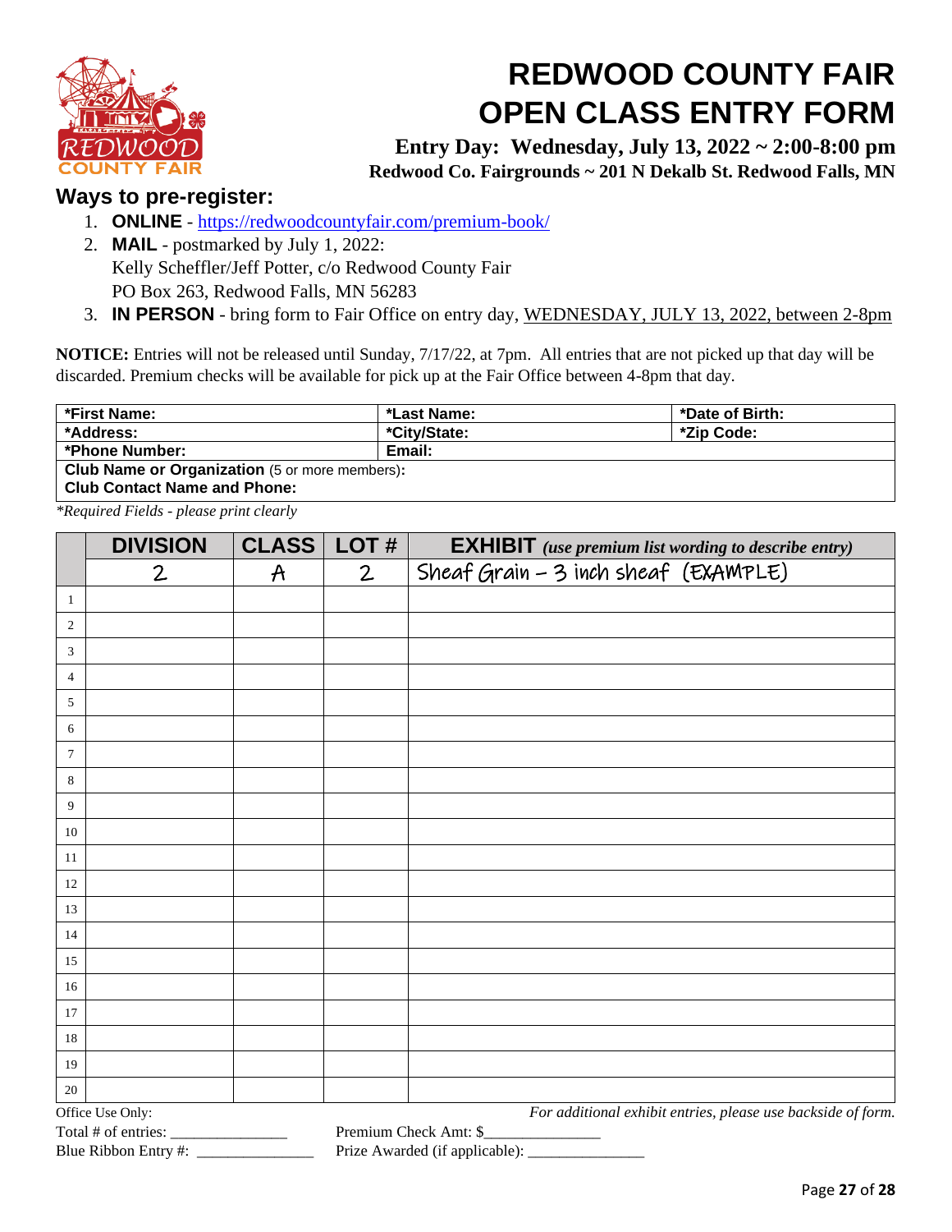# REDWOOD COUNTY FAIR
# OPEN CLASS ENTRY FORM

**Entry Day: Wednesday, July 13, 2022 ~ 2:00-8:00 pm**
**Redwood Co. Fairgrounds ~ 201 N Dekalb St. Redwood Falls, MN**

## Ways to pre-register:

1. **ONLINE** - https://redwoodcountyfair.com/premium-book/
2. **MAIL** - postmarked by July 1, 2022:
   Kelly Scheffler/Jeff Potter, c/o Redwood County Fair
   PO Box 263, Redwood Falls, MN 56283
3. **IN PERSON** - bring form to Fair Office on entry day, WEDNESDAY, JULY 13, 2022, between 2-8pm

**NOTICE:** Entries will not be released until Sunday, 7/17/22, at 7pm. All entries that are not picked up that day will be discarded. Premium checks will be available for pick up at the Fair Office between 4-8pm that day.

| **\*First Name:** | **\*Last Name:** | **\*Date of Birth:** |
|---|---|---|
| **\*Address:** | **\*City/State:** | **\*Zip Code:** |
| **\*Phone Number:** | **Email:** | |
| **Club Name or Organization** (5 or more members)**:** | | |
| **Club Contact Name and Phone:** | | |

*\*Required Fields - please print clearly*

| | DIVISION | CLASS | LOT # | EXHIBIT *(use premium list wording to describe entry)* |
|---|---|---|---|---|
| | 2 | A | 2 | Sheaf Grain – 3 inch sheaf (EXAMPLE) |
| 1 | | | | |
| 2 | | | | |
| 3 | | | | |
| 4 | | | | |
| 5 | | | | |
| 6 | | | | |
| 7 | | | | |
| 8 | | | | |
| 9 | | | | |
| 10 | | | | |
| 11 | | | | |
| 12 | | | | |
| 13 | | | | |
| 14 | | | | |
| 15 | | | | |
| 16 | | | | |
| 17 | | | | |
| 18 | | | | |
| 19 | | | | |
| 20 | | | | |

*For additional exhibit entries, please use backside of form.*

Office Use Only:
Total # of entries: _______________ Premium Check Amt: $_______________
Blue Ribbon Entry #: _______________ Prize Awarded (if applicable): _______________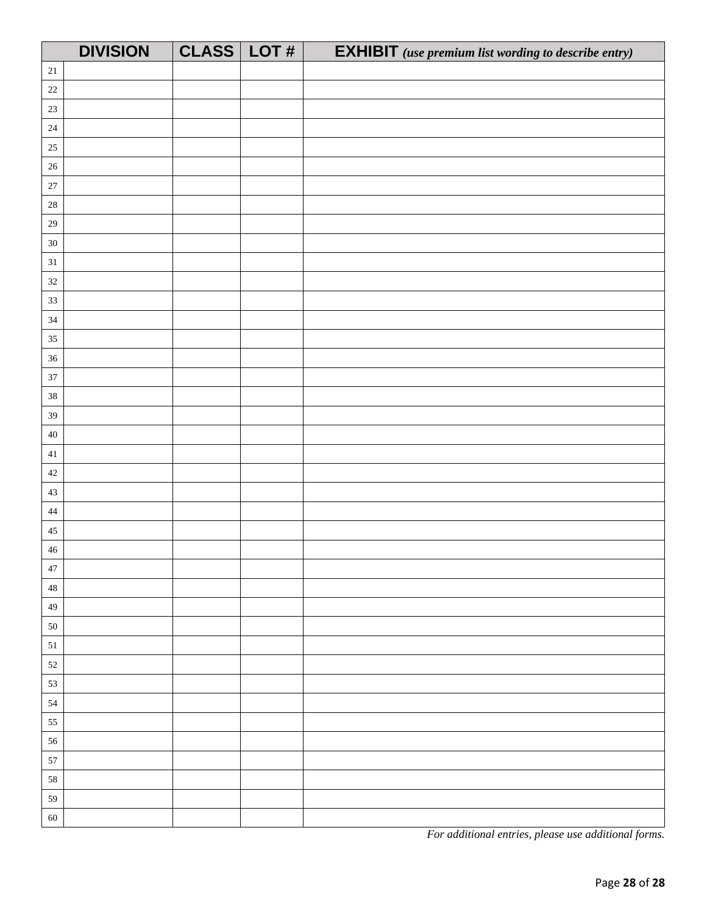| | DIVISION | CLASS | LOT # | EXHIBIT *(use premium list wording to describe entry)* |
|---|---|---|---|---|
| 21 | | | | |
| 22 | | | | |
| 23 | | | | |
| 24 | | | | |
| 25 | | | | |
| 26 | | | | |
| 27 | | | | |
| 28 | | | | |
| 29 | | | | |
| 30 | | | | |
| 31 | | | | |
| 32 | | | | |
| 33 | | | | |
| 34 | | | | |
| 35 | | | | |
| 36 | | | | |
| 37 | | | | |
| 38 | | | | |
| 39 | | | | |
| 40 | | | | |
| 41 | | | | |
| 42 | | | | |
| 43 | | | | |
| 44 | | | | |
| 45 | | | | |
| 46 | | | | |
| 47 | | | | |
| 48 | | | | |
| 49 | | | | |
| 50 | | | | |
| 51 | | | | |
| 52 | | | | |
| 53 | | | | |
| 54 | | | | |
| 55 | | | | |
| 56 | | | | |
| 57 | | | | |
| 58 | | | | |
| 59 | | | | |
| 60 | | | | |

*For additional entries, please use additional forms.*